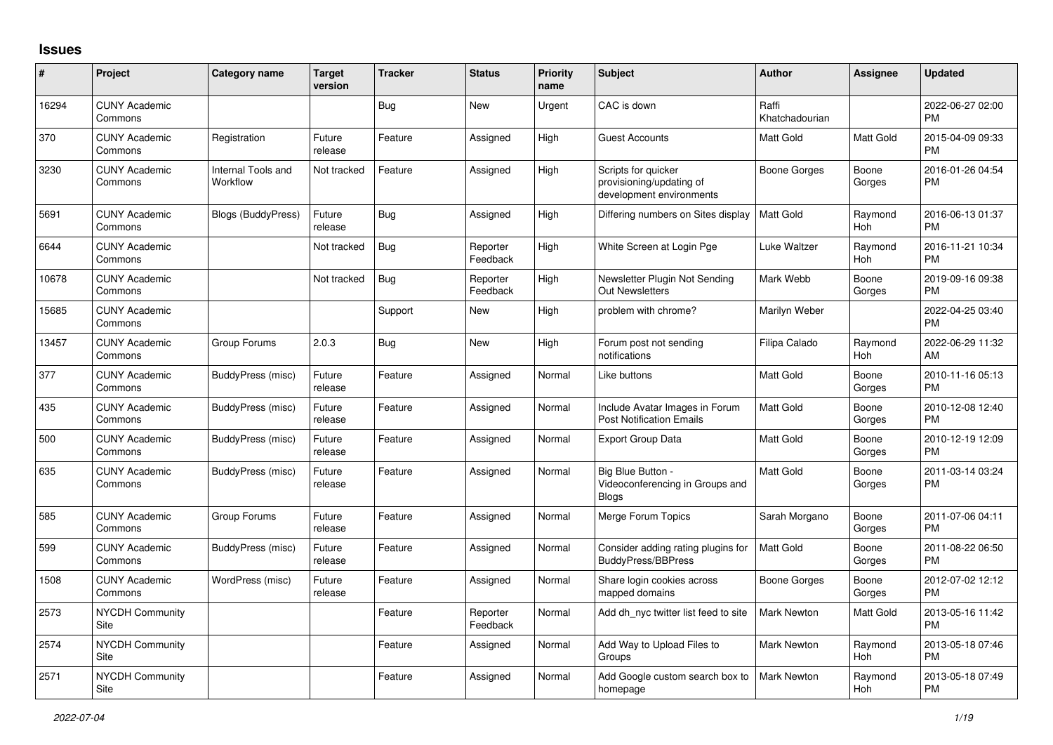# Issues

| # | Project | Category name | Target version | Tracker | Status | Priority name | Subject | Author | Assignee | Updated |
|---|---|---|---|---|---|---|---|---|---|---|
| 16294 | CUNY Academic Commons | | | Bug | New | Urgent | CAC is down | Raffi Khatchadourian | | 2022-06-27 02:00 PM |
| 370 | CUNY Academic Commons | Registration | Future release | Feature | Assigned | High | Guest Accounts | Matt Gold | Matt Gold | 2015-04-09 09:33 PM |
| 3230 | CUNY Academic Commons | Internal Tools and Workflow | Not tracked | Feature | Assigned | High | Scripts for quicker provisioning/updating of development environments | Boone Gorges | Boone Gorges | 2016-01-26 04:54 PM |
| 5691 | CUNY Academic Commons | Blogs (BuddyPress) | Future release | Bug | Assigned | High | Differing numbers on Sites display | Matt Gold | Raymond Hoh | 2016-06-13 01:37 PM |
| 6644 | CUNY Academic Commons | | Not tracked | Bug | Reporter Feedback | High | White Screen at Login Pge | Luke Waltzer | Raymond Hoh | 2016-11-21 10:34 PM |
| 10678 | CUNY Academic Commons | | Not tracked | Bug | Reporter Feedback | High | Newsletter Plugin Not Sending Out Newsletters | Mark Webb | Boone Gorges | 2019-09-16 09:38 PM |
| 15685 | CUNY Academic Commons | | | Support | New | High | problem with chrome? | Marilyn Weber | | 2022-04-25 03:40 PM |
| 13457 | CUNY Academic Commons | Group Forums | 2.0.3 | Bug | New | High | Forum post not sending notifications | Filipa Calado | Raymond Hoh | 2022-06-29 11:32 AM |
| 377 | CUNY Academic Commons | BuddyPress (misc) | Future release | Feature | Assigned | Normal | Like buttons | Matt Gold | Boone Gorges | 2010-11-16 05:13 PM |
| 435 | CUNY Academic Commons | BuddyPress (misc) | Future release | Feature | Assigned | Normal | Include Avatar Images in Forum Post Notification Emails | Matt Gold | Boone Gorges | 2010-12-08 12:40 PM |
| 500 | CUNY Academic Commons | BuddyPress (misc) | Future release | Feature | Assigned | Normal | Export Group Data | Matt Gold | Boone Gorges | 2010-12-19 12:09 PM |
| 635 | CUNY Academic Commons | BuddyPress (misc) | Future release | Feature | Assigned | Normal | Big Blue Button - Videoconferencing in Groups and Blogs | Matt Gold | Boone Gorges | 2011-03-14 03:24 PM |
| 585 | CUNY Academic Commons | Group Forums | Future release | Feature | Assigned | Normal | Merge Forum Topics | Sarah Morgano | Boone Gorges | 2011-07-06 04:11 PM |
| 599 | CUNY Academic Commons | BuddyPress (misc) | Future release | Feature | Assigned | Normal | Consider adding rating plugins for BuddyPress/BBPress | Matt Gold | Boone Gorges | 2011-08-22 06:50 PM |
| 1508 | CUNY Academic Commons | WordPress (misc) | Future release | Feature | Assigned | Normal | Share login cookies across mapped domains | Boone Gorges | Boone Gorges | 2012-07-02 12:12 PM |
| 2573 | NYCDH Community Site | | | Feature | Reporter Feedback | Normal | Add dh_nyc twitter list feed to site | Mark Newton | Matt Gold | 2013-05-16 11:42 PM |
| 2574 | NYCDH Community Site | | | Feature | Assigned | Normal | Add Way to Upload Files to Groups | Mark Newton | Raymond Hoh | 2013-05-18 07:46 PM |
| 2571 | NYCDH Community Site | | | Feature | Assigned | Normal | Add Google custom search box to homepage | Mark Newton | Raymond Hoh | 2013-05-18 07:49 PM |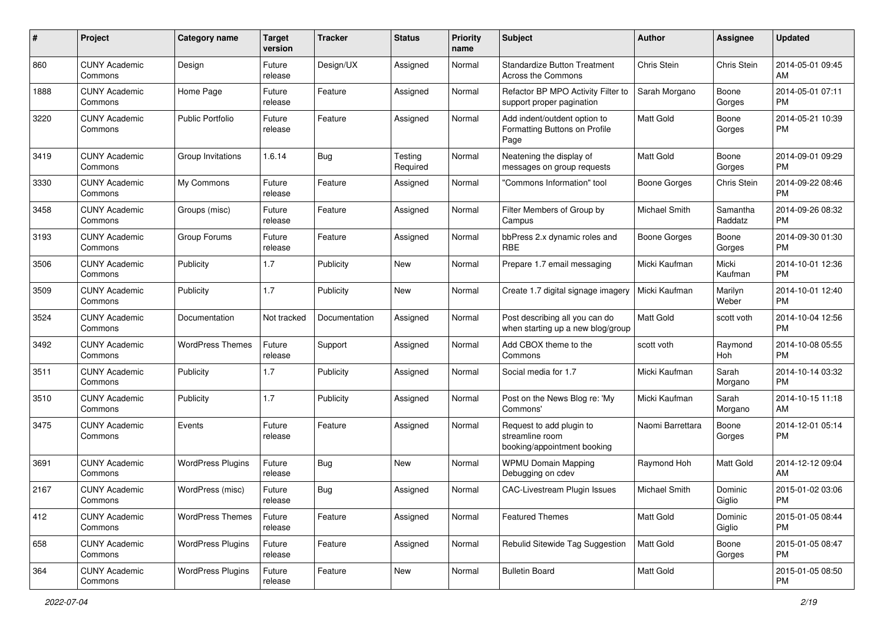| # | Project | Category name | Target version | Tracker | Status | Priority name | Subject | Author | Assignee | Updated |
|---|---|---|---|---|---|---|---|---|---|---|
| 860 | CUNY Academic Commons | Design | Future release | Design/UX | Assigned | Normal | Standardize Button Treatment Across the Commons | Chris Stein | Chris Stein | 2014-05-01 09:45 AM |
| 1888 | CUNY Academic Commons | Home Page | Future release | Feature | Assigned | Normal | Refactor BP MPO Activity Filter to support proper pagination | Sarah Morgano | Boone Gorges | 2014-05-01 07:11 PM |
| 3220 | CUNY Academic Commons | Public Portfolio | Future release | Feature | Assigned | Normal | Add indent/outdent option to Formatting Buttons on Profile Page | Matt Gold | Boone Gorges | 2014-05-21 10:39 PM |
| 3419 | CUNY Academic Commons | Group Invitations | 1.6.14 | Bug | Testing Required | Normal | Neatening the display of messages on group requests | Matt Gold | Boone Gorges | 2014-09-01 09:29 PM |
| 3330 | CUNY Academic Commons | My Commons | Future release | Feature | Assigned | Normal | "Commons Information" tool | Boone Gorges | Chris Stein | 2014-09-22 08:46 PM |
| 3458 | CUNY Academic Commons | Groups (misc) | Future release | Feature | Assigned | Normal | Filter Members of Group by Campus | Michael Smith | Samantha Raddatz | 2014-09-26 08:32 PM |
| 3193 | CUNY Academic Commons | Group Forums | Future release | Feature | Assigned | Normal | bbPress 2.x dynamic roles and RBE | Boone Gorges | Boone Gorges | 2014-09-30 01:30 PM |
| 3506 | CUNY Academic Commons | Publicity | 1.7 | Publicity | New | Normal | Prepare 1.7 email messaging | Micki Kaufman | Micki Kaufman | 2014-10-01 12:36 PM |
| 3509 | CUNY Academic Commons | Publicity | 1.7 | Publicity | New | Normal | Create 1.7 digital signage imagery | Micki Kaufman | Marilyn Weber | 2014-10-01 12:40 PM |
| 3524 | CUNY Academic Commons | Documentation | Not tracked | Documentation | Assigned | Normal | Post describing all you can do when starting up a new blog/group | Matt Gold | scott voth | 2014-10-04 12:56 PM |
| 3492 | CUNY Academic Commons | WordPress Themes | Future release | Support | Assigned | Normal | Add CBOX theme to the Commons | scott voth | Raymond Hoh | 2014-10-08 05:55 PM |
| 3511 | CUNY Academic Commons | Publicity | 1.7 | Publicity | Assigned | Normal | Social media for 1.7 | Micki Kaufman | Sarah Morgano | 2014-10-14 03:32 PM |
| 3510 | CUNY Academic Commons | Publicity | 1.7 | Publicity | Assigned | Normal | Post on the News Blog re: 'My Commons' | Micki Kaufman | Sarah Morgano | 2014-10-15 11:18 AM |
| 3475 | CUNY Academic Commons | Events | Future release | Feature | Assigned | Normal | Request to add plugin to streamline room booking/appointment booking | Naomi Barrettara | Boone Gorges | 2014-12-01 05:14 PM |
| 3691 | CUNY Academic Commons | WordPress Plugins | Future release | Bug | New | Normal | WPMU Domain Mapping Debugging on cdev | Raymond Hoh | Matt Gold | 2014-12-12 09:04 AM |
| 2167 | CUNY Academic Commons | WordPress (misc) | Future release | Bug | Assigned | Normal | CAC-Livestream Plugin Issues | Michael Smith | Dominic Giglio | 2015-01-02 03:06 PM |
| 412 | CUNY Academic Commons | WordPress Themes | Future release | Feature | Assigned | Normal | Featured Themes | Matt Gold | Dominic Giglio | 2015-01-05 08:44 PM |
| 658 | CUNY Academic Commons | WordPress Plugins | Future release | Feature | Assigned | Normal | Rebulid Sitewide Tag Suggestion | Matt Gold | Boone Gorges | 2015-01-05 08:47 PM |
| 364 | CUNY Academic Commons | WordPress Plugins | Future release | Feature | New | Normal | Bulletin Board | Matt Gold | | 2015-01-05 08:50 PM |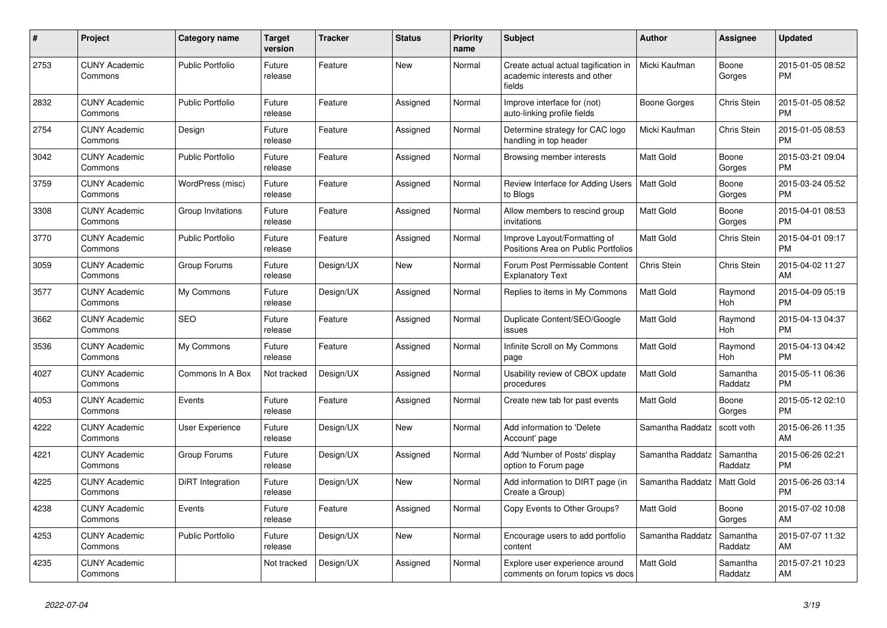| # | Project | Category name | Target version | Tracker | Status | Priority name | Subject | Author | Assignee | Updated |
|---|---|---|---|---|---|---|---|---|---|---|
| 2753 | CUNY Academic Commons | Public Portfolio | Future release | Feature | New | Normal | Create actual actual tagification in academic interests and other fields | Micki Kaufman | Boone Gorges | 2015-01-05 08:52 PM |
| 2832 | CUNY Academic Commons | Public Portfolio | Future release | Feature | Assigned | Normal | Improve interface for (not) auto-linking profile fields | Boone Gorges | Chris Stein | 2015-01-05 08:52 PM |
| 2754 | CUNY Academic Commons | Design | Future release | Feature | Assigned | Normal | Determine strategy for CAC logo handling in top header | Micki Kaufman | Chris Stein | 2015-01-05 08:53 PM |
| 3042 | CUNY Academic Commons | Public Portfolio | Future release | Feature | Assigned | Normal | Browsing member interests | Matt Gold | Boone Gorges | 2015-03-21 09:04 PM |
| 3759 | CUNY Academic Commons | WordPress (misc) | Future release | Feature | Assigned | Normal | Review Interface for Adding Users to Blogs | Matt Gold | Boone Gorges | 2015-03-24 05:52 PM |
| 3308 | CUNY Academic Commons | Group Invitations | Future release | Feature | Assigned | Normal | Allow members to rescind group invitations | Matt Gold | Boone Gorges | 2015-04-01 08:53 PM |
| 3770 | CUNY Academic Commons | Public Portfolio | Future release | Feature | Assigned | Normal | Improve Layout/Formatting of Positions Area on Public Portfolios | Matt Gold | Chris Stein | 2015-04-01 09:17 PM |
| 3059 | CUNY Academic Commons | Group Forums | Future release | Design/UX | New | Normal | Forum Post Permissable Content Explanatory Text | Chris Stein | Chris Stein | 2015-04-02 11:27 AM |
| 3577 | CUNY Academic Commons | My Commons | Future release | Design/UX | Assigned | Normal | Replies to items in My Commons | Matt Gold | Raymond Hoh | 2015-04-09 05:19 PM |
| 3662 | CUNY Academic Commons | SEO | Future release | Feature | Assigned | Normal | Duplicate Content/SEO/Google issues | Matt Gold | Raymond Hoh | 2015-04-13 04:37 PM |
| 3536 | CUNY Academic Commons | My Commons | Future release | Feature | Assigned | Normal | Infinite Scroll on My Commons page | Matt Gold | Raymond Hoh | 2015-04-13 04:42 PM |
| 4027 | CUNY Academic Commons | Commons In A Box | Not tracked | Design/UX | Assigned | Normal | Usability review of CBOX update procedures | Matt Gold | Samantha Raddatz | 2015-05-11 06:36 PM |
| 4053 | CUNY Academic Commons | Events | Future release | Feature | Assigned | Normal | Create new tab for past events | Matt Gold | Boone Gorges | 2015-05-12 02:10 PM |
| 4222 | CUNY Academic Commons | User Experience | Future release | Design/UX | New | Normal | Add information to 'Delete Account' page | Samantha Raddatz | scott voth | 2015-06-26 11:35 AM |
| 4221 | CUNY Academic Commons | Group Forums | Future release | Design/UX | Assigned | Normal | Add 'Number of Posts' display option to Forum page | Samantha Raddatz | Samantha Raddatz | 2015-06-26 02:21 PM |
| 4225 | CUNY Academic Commons | DiRT Integration | Future release | Design/UX | New | Normal | Add information to DIRT page (in Create a Group) | Samantha Raddatz | Matt Gold | 2015-06-26 03:14 PM |
| 4238 | CUNY Academic Commons | Events | Future release | Feature | Assigned | Normal | Copy Events to Other Groups? | Matt Gold | Boone Gorges | 2015-07-02 10:08 AM |
| 4253 | CUNY Academic Commons | Public Portfolio | Future release | Design/UX | New | Normal | Encourage users to add portfolio content | Samantha Raddatz | Samantha Raddatz | 2015-07-07 11:32 AM |
| 4235 | CUNY Academic Commons | | Not tracked | Design/UX | Assigned | Normal | Explore user experience around comments on forum topics vs docs | Matt Gold | Samantha Raddatz | 2015-07-21 10:23 AM |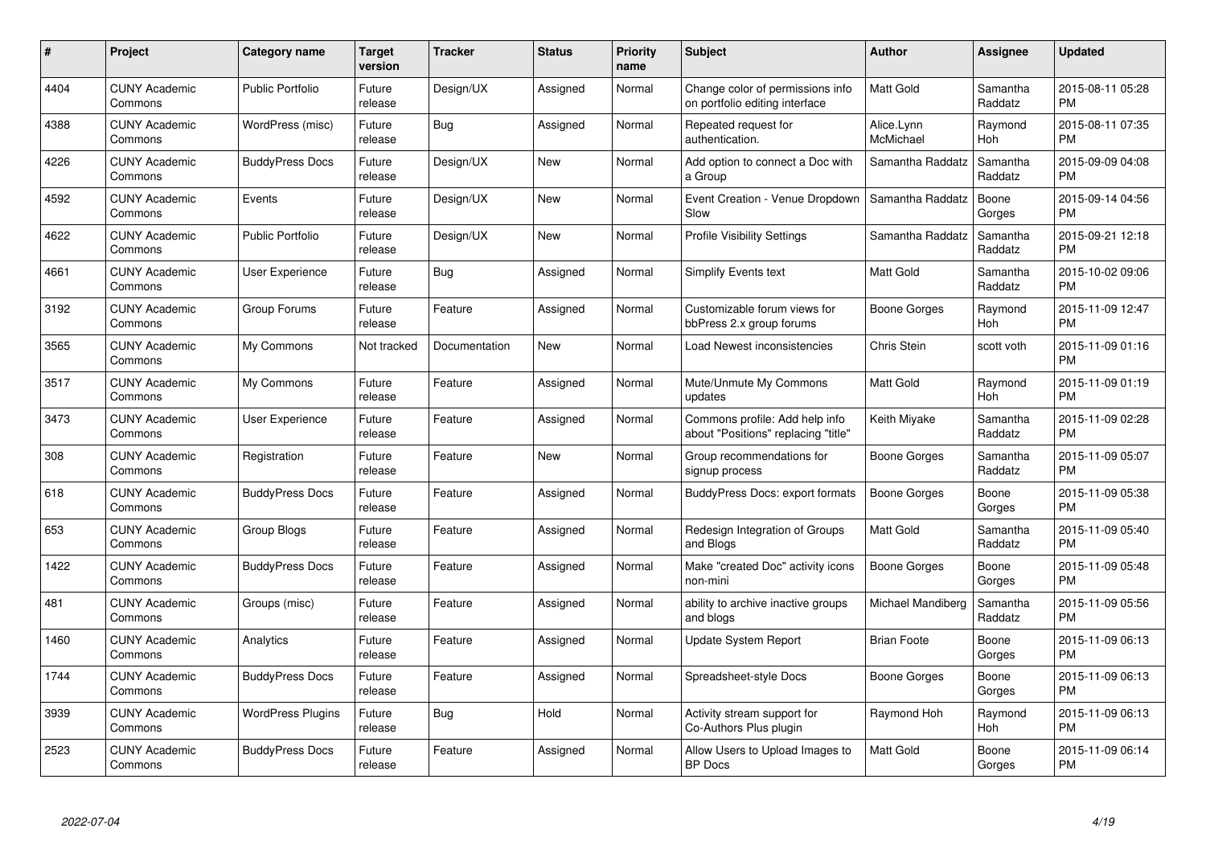| # | Project | Category name | Target version | Tracker | Status | Priority name | Subject | Author | Assignee | Updated |
|---|---|---|---|---|---|---|---|---|---|---|
| 4404 | CUNY Academic Commons | Public Portfolio | Future release | Design/UX | Assigned | Normal | Change color of permissions info on portfolio editing interface | Matt Gold | Samantha Raddatz | 2015-08-11 05:28 PM |
| 4388 | CUNY Academic Commons | WordPress (misc) | Future release | Bug | Assigned | Normal | Repeated request for authentication. | Alice.Lynn McMichael | Raymond Hoh | 2015-08-11 07:35 PM |
| 4226 | CUNY Academic Commons | BuddyPress Docs | Future release | Design/UX | New | Normal | Add option to connect a Doc with a Group | Samantha Raddatz | Samantha Raddatz | 2015-09-09 04:08 PM |
| 4592 | CUNY Academic Commons | Events | Future release | Design/UX | New | Normal | Event Creation - Venue Dropdown Slow | Samantha Raddatz | Boone Gorges | 2015-09-14 04:56 PM |
| 4622 | CUNY Academic Commons | Public Portfolio | Future release | Design/UX | New | Normal | Profile Visibility Settings | Samantha Raddatz | Samantha Raddatz | 2015-09-21 12:18 PM |
| 4661 | CUNY Academic Commons | User Experience | Future release | Bug | Assigned | Normal | Simplify Events text | Matt Gold | Samantha Raddatz | 2015-10-02 09:06 PM |
| 3192 | CUNY Academic Commons | Group Forums | Future release | Feature | Assigned | Normal | Customizable forum views for bbPress 2.x group forums | Boone Gorges | Raymond Hoh | 2015-11-09 12:47 PM |
| 3565 | CUNY Academic Commons | My Commons | Not tracked | Documentation | New | Normal | Load Newest inconsistencies | Chris Stein | scott voth | 2015-11-09 01:16 PM |
| 3517 | CUNY Academic Commons | My Commons | Future release | Feature | Assigned | Normal | Mute/Unmute My Commons updates | Matt Gold | Raymond Hoh | 2015-11-09 01:19 PM |
| 3473 | CUNY Academic Commons | User Experience | Future release | Feature | Assigned | Normal | Commons profile: Add help info about "Positions" replacing "title" | Keith Miyake | Samantha Raddatz | 2015-11-09 02:28 PM |
| 308 | CUNY Academic Commons | Registration | Future release | Feature | New | Normal | Group recommendations for signup process | Boone Gorges | Samantha Raddatz | 2015-11-09 05:07 PM |
| 618 | CUNY Academic Commons | BuddyPress Docs | Future release | Feature | Assigned | Normal | BuddyPress Docs: export formats | Boone Gorges | Boone Gorges | 2015-11-09 05:38 PM |
| 653 | CUNY Academic Commons | Group Blogs | Future release | Feature | Assigned | Normal | Redesign Integration of Groups and Blogs | Matt Gold | Samantha Raddatz | 2015-11-09 05:40 PM |
| 1422 | CUNY Academic Commons | BuddyPress Docs | Future release | Feature | Assigned | Normal | Make "created Doc" activity icons non-mini | Boone Gorges | Boone Gorges | 2015-11-09 05:48 PM |
| 481 | CUNY Academic Commons | Groups (misc) | Future release | Feature | Assigned | Normal | ability to archive inactive groups and blogs | Michael Mandiberg | Samantha Raddatz | 2015-11-09 05:56 PM |
| 1460 | CUNY Academic Commons | Analytics | Future release | Feature | Assigned | Normal | Update System Report | Brian Foote | Boone Gorges | 2015-11-09 06:13 PM |
| 1744 | CUNY Academic Commons | BuddyPress Docs | Future release | Feature | Assigned | Normal | Spreadsheet-style Docs | Boone Gorges | Boone Gorges | 2015-11-09 06:13 PM |
| 3939 | CUNY Academic Commons | WordPress Plugins | Future release | Bug | Hold | Normal | Activity stream support for Co-Authors Plus plugin | Raymond Hoh | Raymond Hoh | 2015-11-09 06:13 PM |
| 2523 | CUNY Academic Commons | BuddyPress Docs | Future release | Feature | Assigned | Normal | Allow Users to Upload Images to BP Docs | Matt Gold | Boone Gorges | 2015-11-09 06:14 PM |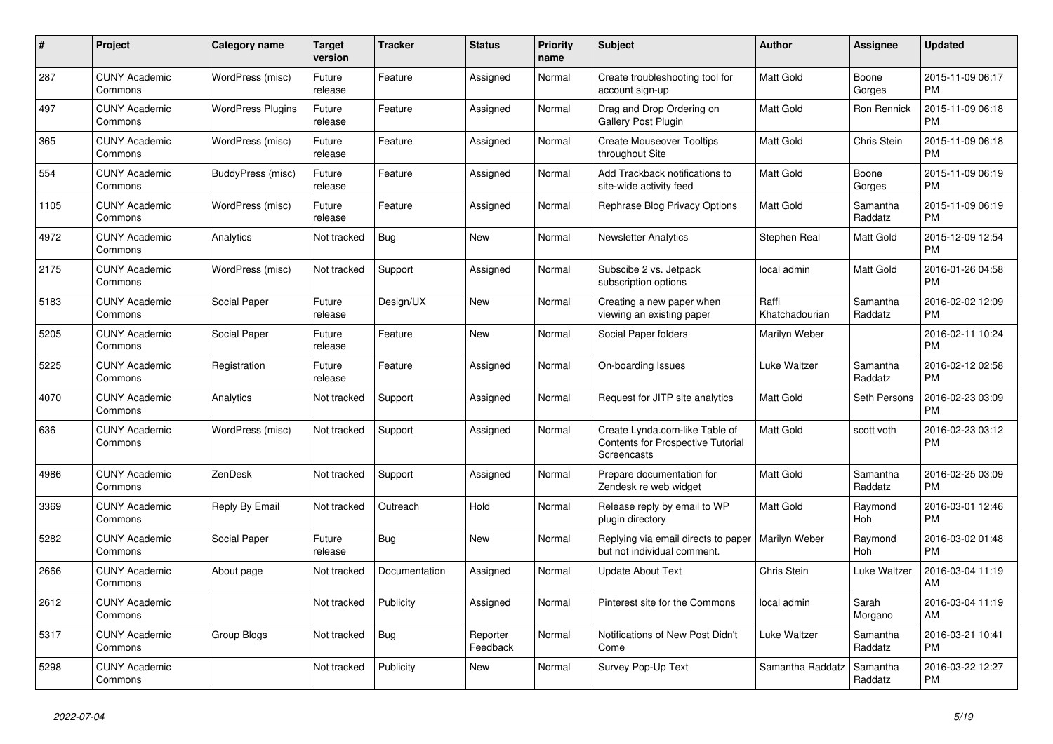| # | Project | Category name | Target version | Tracker | Status | Priority name | Subject | Author | Assignee | Updated |
|---|---|---|---|---|---|---|---|---|---|---|
| 287 | CUNY Academic Commons | WordPress (misc) | Future release | Feature | Assigned | Normal | Create troubleshooting tool for account sign-up | Matt Gold | Boone Gorges | 2015-11-09 06:17 PM |
| 497 | CUNY Academic Commons | WordPress Plugins | Future release | Feature | Assigned | Normal | Drag and Drop Ordering on Gallery Post Plugin | Matt Gold | Ron Rennick | 2015-11-09 06:18 PM |
| 365 | CUNY Academic Commons | WordPress (misc) | Future release | Feature | Assigned | Normal | Create Mouseover Tooltips throughout Site | Matt Gold | Chris Stein | 2015-11-09 06:18 PM |
| 554 | CUNY Academic Commons | BuddyPress (misc) | Future release | Feature | Assigned | Normal | Add Trackback notifications to site-wide activity feed | Matt Gold | Boone Gorges | 2015-11-09 06:19 PM |
| 1105 | CUNY Academic Commons | WordPress (misc) | Future release | Feature | Assigned | Normal | Rephrase Blog Privacy Options | Matt Gold | Samantha Raddatz | 2015-11-09 06:19 PM |
| 4972 | CUNY Academic Commons | Analytics | Not tracked | Bug | New | Normal | Newsletter Analytics | Stephen Real | Matt Gold | 2015-12-09 12:54 PM |
| 2175 | CUNY Academic Commons | WordPress (misc) | Not tracked | Support | Assigned | Normal | Subscibe 2 vs. Jetpack subscription options | local admin | Matt Gold | 2016-01-26 04:58 PM |
| 5183 | CUNY Academic Commons | Social Paper | Future release | Design/UX | New | Normal | Creating a new paper when viewing an existing paper | Raffi Khatchadourian | Samantha Raddatz | 2016-02-02 12:09 PM |
| 5205 | CUNY Academic Commons | Social Paper | Future release | Feature | New | Normal | Social Paper folders | Marilyn Weber | | 2016-02-11 10:24 PM |
| 5225 | CUNY Academic Commons | Registration | Future release | Feature | Assigned | Normal | On-boarding Issues | Luke Waltzer | Samantha Raddatz | 2016-02-12 02:58 PM |
| 4070 | CUNY Academic Commons | Analytics | Not tracked | Support | Assigned | Normal | Request for JITP site analytics | Matt Gold | Seth Persons | 2016-02-23 03:09 PM |
| 636 | CUNY Academic Commons | WordPress (misc) | Not tracked | Support | Assigned | Normal | Create Lynda.com-like Table of Contents for Prospective Tutorial Screencasts | Matt Gold | scott voth | 2016-02-23 03:12 PM |
| 4986 | CUNY Academic Commons | ZenDesk | Not tracked | Support | Assigned | Normal | Prepare documentation for Zendesk re web widget | Matt Gold | Samantha Raddatz | 2016-02-25 03:09 PM |
| 3369 | CUNY Academic Commons | Reply By Email | Not tracked | Outreach | Hold | Normal | Release reply by email to WP plugin directory | Matt Gold | Raymond Hoh | 2016-03-01 12:46 PM |
| 5282 | CUNY Academic Commons | Social Paper | Future release | Bug | New | Normal | Replying via email directs to paper but not individual comment. | Marilyn Weber | Raymond Hoh | 2016-03-02 01:48 PM |
| 2666 | CUNY Academic Commons | About page | Not tracked | Documentation | Assigned | Normal | Update About Text | Chris Stein | Luke Waltzer | 2016-03-04 11:19 AM |
| 2612 | CUNY Academic Commons | | Not tracked | Publicity | Assigned | Normal | Pinterest site for the Commons | local admin | Sarah Morgano | 2016-03-04 11:19 AM |
| 5317 | CUNY Academic Commons | Group Blogs | Not tracked | Bug | Reporter Feedback | Normal | Notifications of New Post Didn't Come | Luke Waltzer | Samantha Raddatz | 2016-03-21 10:41 PM |
| 5298 | CUNY Academic Commons | | Not tracked | Publicity | New | Normal | Survey Pop-Up Text | Samantha Raddatz | Samantha Raddatz | 2016-03-22 12:27 PM |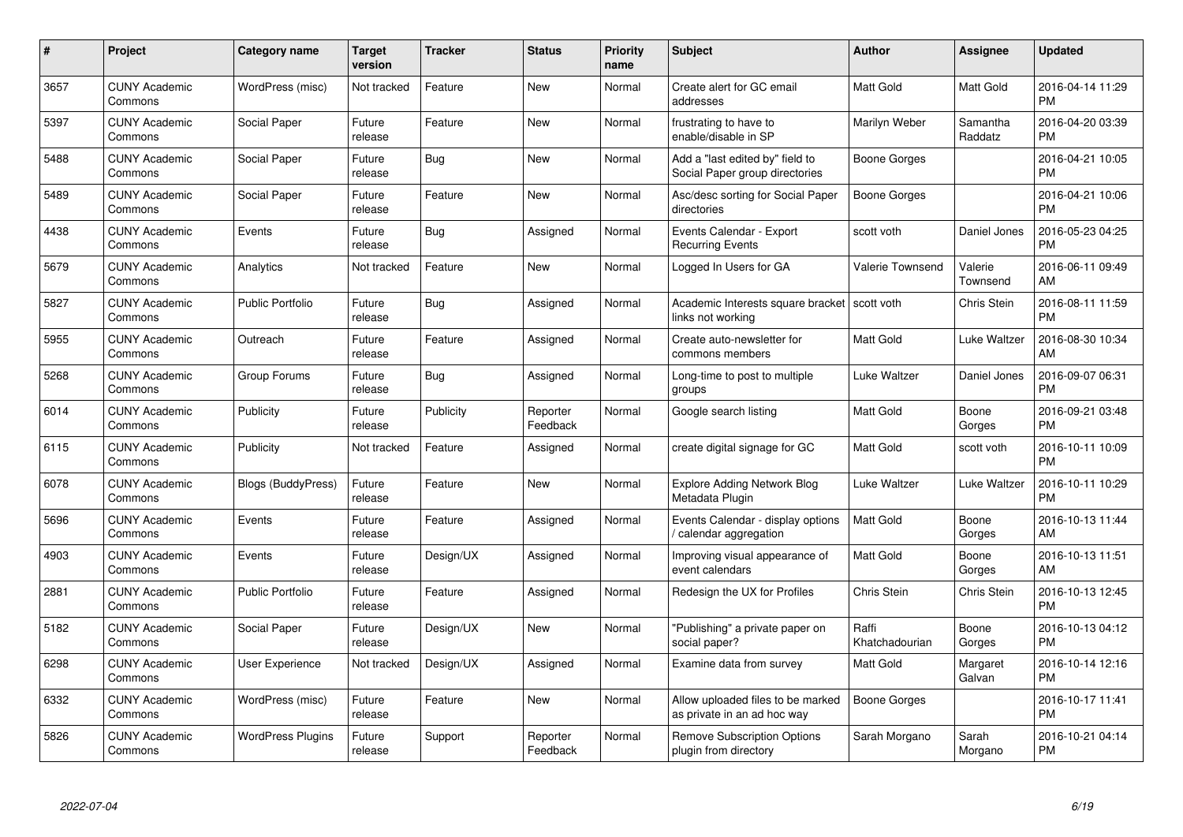| # | Project | Category name | Target version | Tracker | Status | Priority name | Subject | Author | Assignee | Updated |
|---|---|---|---|---|---|---|---|---|---|---|
| 3657 | CUNY Academic Commons | WordPress (misc) | Not tracked | Feature | New | Normal | Create alert for GC email addresses | Matt Gold | Matt Gold | 2016-04-14 11:29 PM |
| 5397 | CUNY Academic Commons | Social Paper | Future release | Feature | New | Normal | frustrating to have to enable/disable in SP | Marilyn Weber | Samantha Raddatz | 2016-04-20 03:39 PM |
| 5488 | CUNY Academic Commons | Social Paper | Future release | Bug | New | Normal | Add a "last edited by" field to Social Paper group directories | Boone Gorges | | 2016-04-21 10:05 PM |
| 5489 | CUNY Academic Commons | Social Paper | Future release | Feature | New | Normal | Asc/desc sorting for Social Paper directories | Boone Gorges | | 2016-04-21 10:06 PM |
| 4438 | CUNY Academic Commons | Events | Future release | Bug | Assigned | Normal | Events Calendar - Export Recurring Events | scott voth | Daniel Jones | 2016-05-23 04:25 PM |
| 5679 | CUNY Academic Commons | Analytics | Not tracked | Feature | New | Normal | Logged In Users for GA | Valerie Townsend | Valerie Townsend | 2016-06-11 09:49 AM |
| 5827 | CUNY Academic Commons | Public Portfolio | Future release | Bug | Assigned | Normal | Academic Interests square bracket links not working | scott voth | Chris Stein | 2016-08-11 11:59 PM |
| 5955 | CUNY Academic Commons | Outreach | Future release | Feature | Assigned | Normal | Create auto-newsletter for commons members | Matt Gold | Luke Waltzer | 2016-08-30 10:34 AM |
| 5268 | CUNY Academic Commons | Group Forums | Future release | Bug | Assigned | Normal | Long-time to post to multiple groups | Luke Waltzer | Daniel Jones | 2016-09-07 06:31 PM |
| 6014 | CUNY Academic Commons | Publicity | Future release | Publicity | Reporter Feedback | Normal | Google search listing | Matt Gold | Boone Gorges | 2016-09-21 03:48 PM |
| 6115 | CUNY Academic Commons | Publicity | Not tracked | Feature | Assigned | Normal | create digital signage for GC | Matt Gold | scott voth | 2016-10-11 10:09 PM |
| 6078 | CUNY Academic Commons | Blogs (BuddyPress) | Future release | Feature | New | Normal | Explore Adding Network Blog Metadata Plugin | Luke Waltzer | Luke Waltzer | 2016-10-11 10:29 PM |
| 5696 | CUNY Academic Commons | Events | Future release | Feature | Assigned | Normal | Events Calendar - display options / calendar aggregation | Matt Gold | Boone Gorges | 2016-10-13 11:44 AM |
| 4903 | CUNY Academic Commons | Events | Future release | Design/UX | Assigned | Normal | Improving visual appearance of event calendars | Matt Gold | Boone Gorges | 2016-10-13 11:51 AM |
| 2881 | CUNY Academic Commons | Public Portfolio | Future release | Feature | Assigned | Normal | Redesign the UX for Profiles | Chris Stein | Chris Stein | 2016-10-13 12:45 PM |
| 5182 | CUNY Academic Commons | Social Paper | Future release | Design/UX | New | Normal | "Publishing" a private paper on social paper? | Raffi Khatchadourian | Boone Gorges | 2016-10-13 04:12 PM |
| 6298 | CUNY Academic Commons | User Experience | Not tracked | Design/UX | Assigned | Normal | Examine data from survey | Matt Gold | Margaret Galvan | 2016-10-14 12:16 PM |
| 6332 | CUNY Academic Commons | WordPress (misc) | Future release | Feature | New | Normal | Allow uploaded files to be marked as private in an ad hoc way | Boone Gorges | | 2016-10-17 11:41 PM |
| 5826 | CUNY Academic Commons | WordPress Plugins | Future release | Support | Reporter Feedback | Normal | Remove Subscription Options plugin from directory | Sarah Morgano | Sarah Morgano | 2016-10-21 04:14 PM |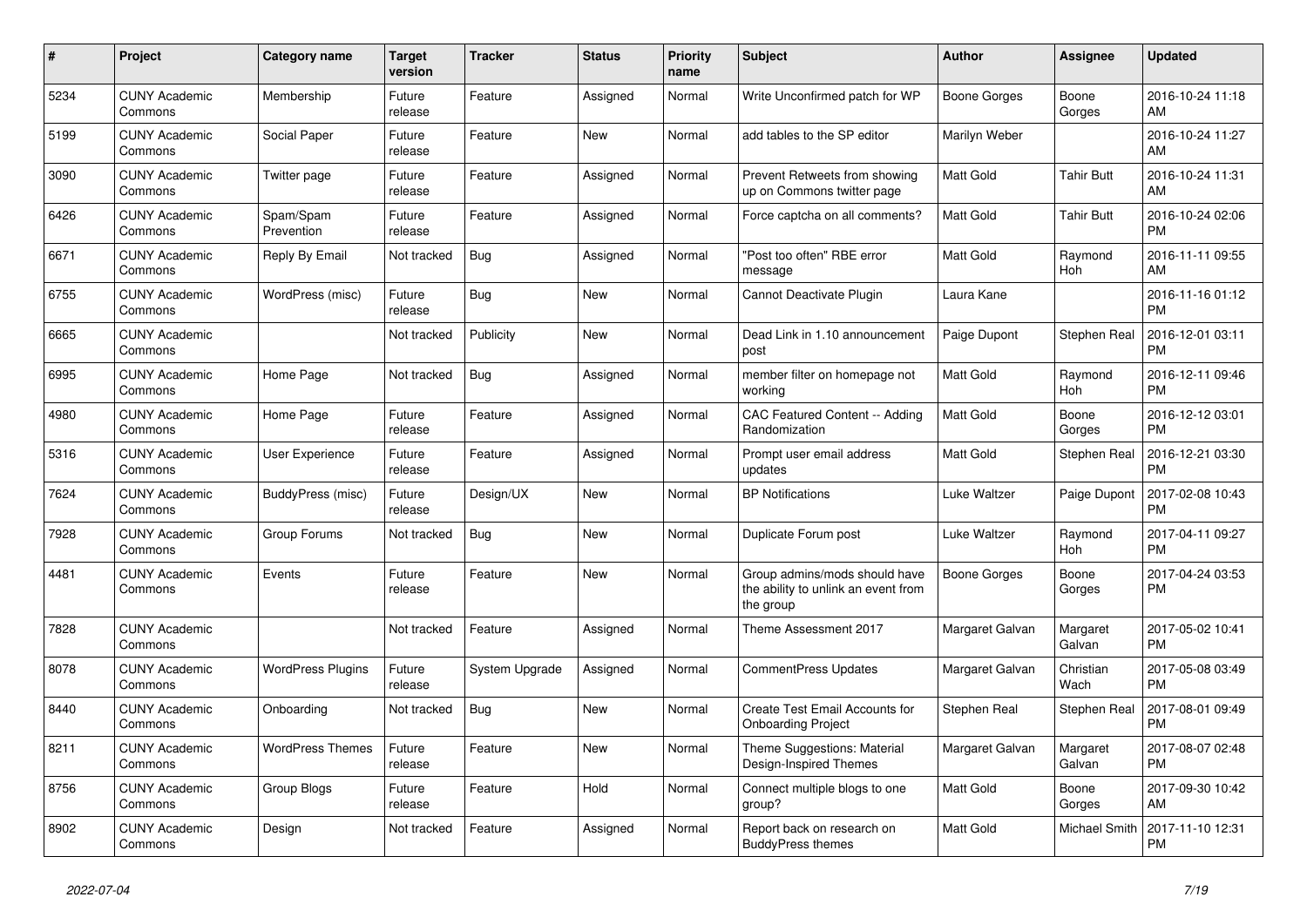| # | Project | Category name | Target version | Tracker | Status | Priority name | Subject | Author | Assignee | Updated |
|---|---|---|---|---|---|---|---|---|---|---|
| 5234 | CUNY Academic Commons | Membership | Future release | Feature | Assigned | Normal | Write Unconfirmed patch for WP | Boone Gorges | Boone Gorges | 2016-10-24 11:18 AM |
| 5199 | CUNY Academic Commons | Social Paper | Future release | Feature | New | Normal | add tables to the SP editor | Marilyn Weber | | 2016-10-24 11:27 AM |
| 3090 | CUNY Academic Commons | Twitter page | Future release | Feature | Assigned | Normal | Prevent Retweets from showing up on Commons twitter page | Matt Gold | Tahir Butt | 2016-10-24 11:31 AM |
| 6426 | CUNY Academic Commons | Spam/Spam Prevention | Future release | Feature | Assigned | Normal | Force captcha on all comments? | Matt Gold | Tahir Butt | 2016-10-24 02:06 PM |
| 6671 | CUNY Academic Commons | Reply By Email | Not tracked | Bug | Assigned | Normal | "Post too often" RBE error message | Matt Gold | Raymond Hoh | 2016-11-11 09:55 AM |
| 6755 | CUNY Academic Commons | WordPress (misc) | Future release | Bug | New | Normal | Cannot Deactivate Plugin | Laura Kane | | 2016-11-16 01:12 PM |
| 6665 | CUNY Academic Commons | | Not tracked | Publicity | New | Normal | Dead Link in 1.10 announcement post | Paige Dupont | Stephen Real | 2016-12-01 03:11 PM |
| 6995 | CUNY Academic Commons | Home Page | Not tracked | Bug | Assigned | Normal | member filter on homepage not working | Matt Gold | Raymond Hoh | 2016-12-11 09:46 PM |
| 4980 | CUNY Academic Commons | Home Page | Future release | Feature | Assigned | Normal | CAC Featured Content -- Adding Randomization | Matt Gold | Boone Gorges | 2016-12-12 03:01 PM |
| 5316 | CUNY Academic Commons | User Experience | Future release | Feature | Assigned | Normal | Prompt user email address updates | Matt Gold | Stephen Real | 2016-12-21 03:30 PM |
| 7624 | CUNY Academic Commons | BuddyPress (misc) | Future release | Design/UX | New | Normal | BP Notifications | Luke Waltzer | Paige Dupont | 2017-02-08 10:43 PM |
| 7928 | CUNY Academic Commons | Group Forums | Not tracked | Bug | New | Normal | Duplicate Forum post | Luke Waltzer | Raymond Hoh | 2017-04-11 09:27 PM |
| 4481 | CUNY Academic Commons | Events | Future release | Feature | New | Normal | Group admins/mods should have the ability to unlink an event from the group | Boone Gorges | Boone Gorges | 2017-04-24 03:53 PM |
| 7828 | CUNY Academic Commons | | Not tracked | Feature | Assigned | Normal | Theme Assessment 2017 | Margaret Galvan | Margaret Galvan | 2017-05-02 10:41 PM |
| 8078 | CUNY Academic Commons | WordPress Plugins | Future release | System Upgrade | Assigned | Normal | CommentPress Updates | Margaret Galvan | Christian Wach | 2017-05-08 03:49 PM |
| 8440 | CUNY Academic Commons | Onboarding | Not tracked | Bug | New | Normal | Create Test Email Accounts for Onboarding Project | Stephen Real | Stephen Real | 2017-08-01 09:49 PM |
| 8211 | CUNY Academic Commons | WordPress Themes | Future release | Feature | New | Normal | Theme Suggestions: Material Design-Inspired Themes | Margaret Galvan | Margaret Galvan | 2017-08-07 02:48 PM |
| 8756 | CUNY Academic Commons | Group Blogs | Future release | Feature | Hold | Normal | Connect multiple blogs to one group? | Matt Gold | Boone Gorges | 2017-09-30 10:42 AM |
| 8902 | CUNY Academic Commons | Design | Not tracked | Feature | Assigned | Normal | Report back on research on BuddyPress themes | Matt Gold | Michael Smith | 2017-11-10 12:31 PM |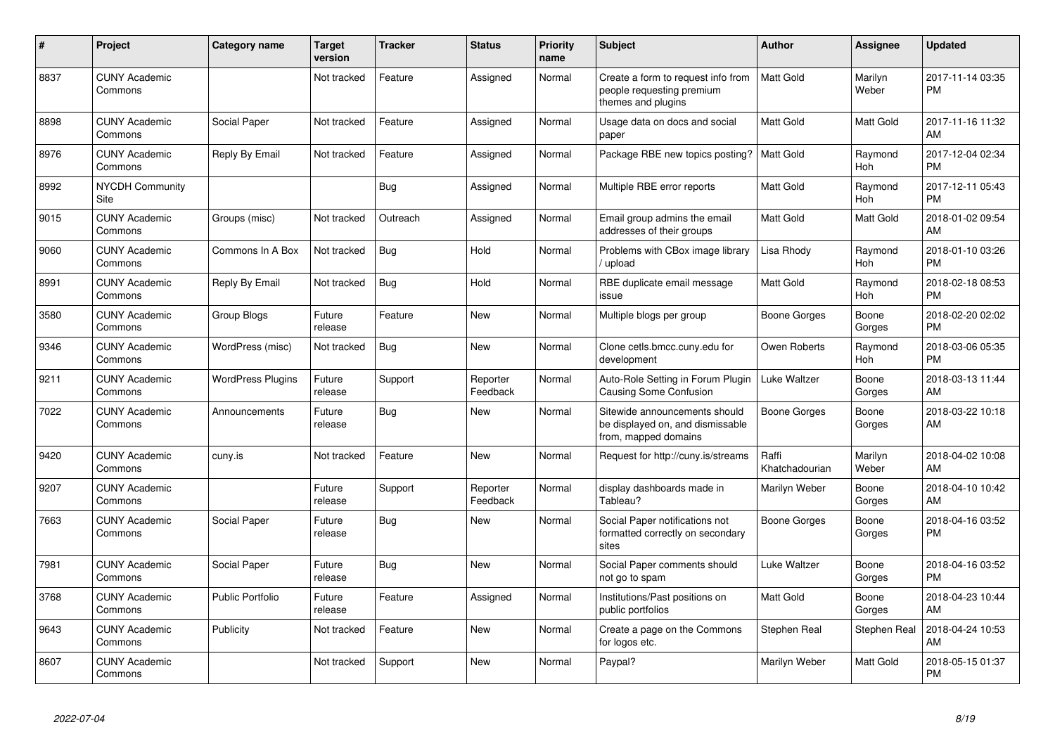| # | Project | Category name | Target version | Tracker | Status | Priority name | Subject | Author | Assignee | Updated |
|---|---|---|---|---|---|---|---|---|---|---|
| 8837 | CUNY Academic Commons | | Not tracked | Feature | Assigned | Normal | Create a form to request info from people requesting premium themes and plugins | Matt Gold | Marilyn Weber | 2017-11-14 03:35 PM |
| 8898 | CUNY Academic Commons | Social Paper | Not tracked | Feature | Assigned | Normal | Usage data on docs and social paper | Matt Gold | Matt Gold | 2017-11-16 11:32 AM |
| 8976 | CUNY Academic Commons | Reply By Email | Not tracked | Feature | Assigned | Normal | Package RBE new topics posting? | Matt Gold | Raymond Hoh | 2017-12-04 02:34 PM |
| 8992 | NYCDH Community Site | | | Bug | Assigned | Normal | Multiple RBE error reports | Matt Gold | Raymond Hoh | 2017-12-11 05:43 PM |
| 9015 | CUNY Academic Commons | Groups (misc) | Not tracked | Outreach | Assigned | Normal | Email group admins the email addresses of their groups | Matt Gold | Matt Gold | 2018-01-02 09:54 AM |
| 9060 | CUNY Academic Commons | Commons In A Box | Not tracked | Bug | Hold | Normal | Problems with CBox image library / upload | Lisa Rhody | Raymond Hoh | 2018-01-10 03:26 PM |
| 8991 | CUNY Academic Commons | Reply By Email | Not tracked | Bug | Hold | Normal | RBE duplicate email message issue | Matt Gold | Raymond Hoh | 2018-02-18 08:53 PM |
| 3580 | CUNY Academic Commons | Group Blogs | Future release | Feature | New | Normal | Multiple blogs per group | Boone Gorges | Boone Gorges | 2018-02-20 02:02 PM |
| 9346 | CUNY Academic Commons | WordPress (misc) | Not tracked | Bug | New | Normal | Clone cetls.bmcc.cuny.edu for development | Owen Roberts | Raymond Hoh | 2018-03-06 05:35 PM |
| 9211 | CUNY Academic Commons | WordPress Plugins | Future release | Support | Reporter Feedback | Normal | Auto-Role Setting in Forum Plugin Causing Some Confusion | Luke Waltzer | Boone Gorges | 2018-03-13 11:44 AM |
| 7022 | CUNY Academic Commons | Announcements | Future release | Bug | New | Normal | Sitewide announcements should be displayed on, and dismissable from, mapped domains | Boone Gorges | Boone Gorges | 2018-03-22 10:18 AM |
| 9420 | CUNY Academic Commons | cuny.is | Not tracked | Feature | New | Normal | Request for http://cuny.is/streams | Raffi Khatchadourian | Marilyn Weber | 2018-04-02 10:08 AM |
| 9207 | CUNY Academic Commons | | Future release | Support | Reporter Feedback | Normal | display dashboards made in Tableau? | Marilyn Weber | Boone Gorges | 2018-04-10 10:42 AM |
| 7663 | CUNY Academic Commons | Social Paper | Future release | Bug | New | Normal | Social Paper notifications not formatted correctly on secondary sites | Boone Gorges | Boone Gorges | 2018-04-16 03:52 PM |
| 7981 | CUNY Academic Commons | Social Paper | Future release | Bug | New | Normal | Social Paper comments should not go to spam | Luke Waltzer | Boone Gorges | 2018-04-16 03:52 PM |
| 3768 | CUNY Academic Commons | Public Portfolio | Future release | Feature | Assigned | Normal | Institutions/Past positions on public portfolios | Matt Gold | Boone Gorges | 2018-04-23 10:44 AM |
| 9643 | CUNY Academic Commons | Publicity | Not tracked | Feature | New | Normal | Create a page on the Commons for logos etc. | Stephen Real | Stephen Real | 2018-04-24 10:53 AM |
| 8607 | CUNY Academic Commons | | Not tracked | Support | New | Normal | Paypal? | Marilyn Weber | Matt Gold | 2018-05-15 01:37 PM |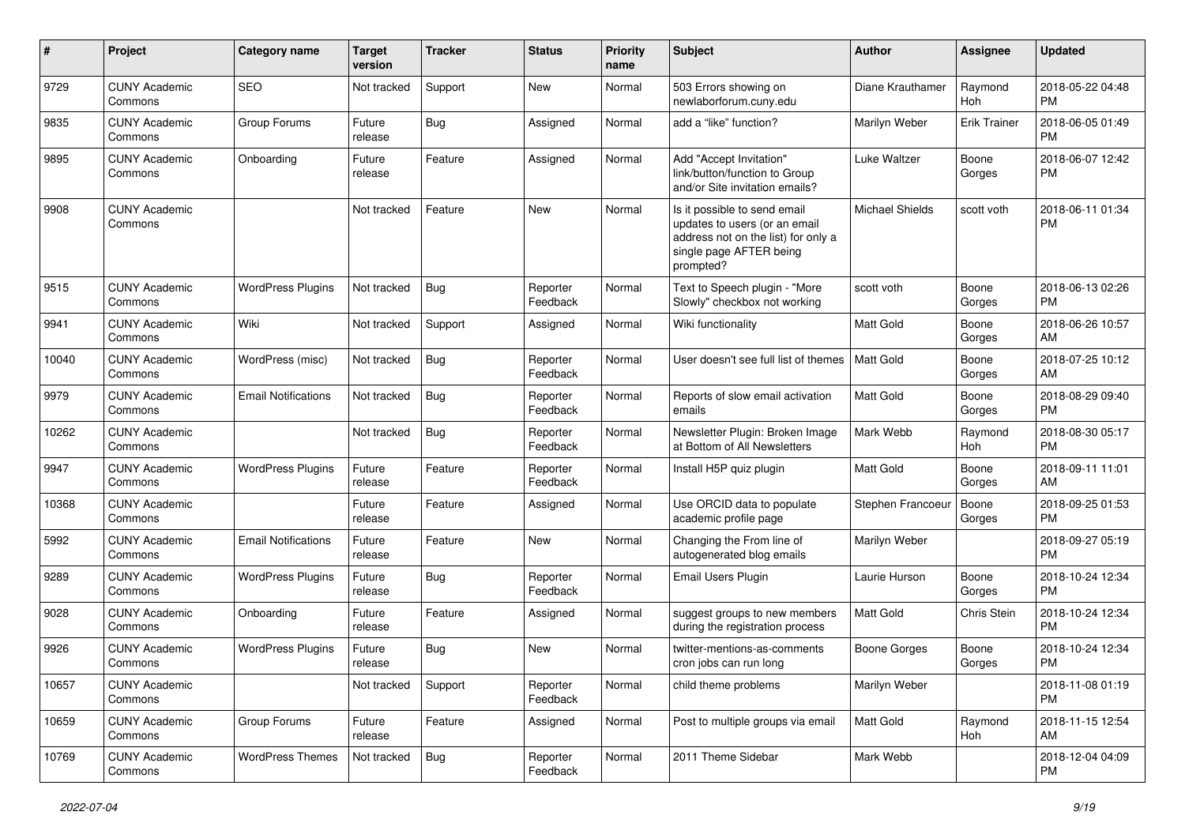| # | Project | Category name | Target version | Tracker | Status | Priority name | Subject | Author | Assignee | Updated |
|---|---|---|---|---|---|---|---|---|---|---|
| 9729 | CUNY Academic Commons | SEO | Not tracked | Support | New | Normal | 503 Errors showing on newlaborforum.cuny.edu | Diane Krauthamer | Raymond Hoh | 2018-05-22 04:48 PM |
| 9835 | CUNY Academic Commons | Group Forums | Future release | Bug | Assigned | Normal | add a "like" function? | Marilyn Weber | Erik Trainer | 2018-06-05 01:49 PM |
| 9895 | CUNY Academic Commons | Onboarding | Future release | Feature | Assigned | Normal | Add "Accept Invitation" link/button/function to Group and/or Site invitation emails? | Luke Waltzer | Boone Gorges | 2018-06-07 12:42 PM |
| 9908 | CUNY Academic Commons | | Not tracked | Feature | New | Normal | Is it possible to send email updates to users (or an email address not on the list) for only a single page AFTER being prompted? | Michael Shields | scott voth | 2018-06-11 01:34 PM |
| 9515 | CUNY Academic Commons | WordPress Plugins | Not tracked | Bug | Reporter Feedback | Normal | Text to Speech plugin - "More Slowly" checkbox not working | scott voth | Boone Gorges | 2018-06-13 02:26 PM |
| 9941 | CUNY Academic Commons | Wiki | Not tracked | Support | Assigned | Normal | Wiki functionality | Matt Gold | Boone Gorges | 2018-06-26 10:57 AM |
| 10040 | CUNY Academic Commons | WordPress (misc) | Not tracked | Bug | Reporter Feedback | Normal | User doesn't see full list of themes | Matt Gold | Boone Gorges | 2018-07-25 10:12 AM |
| 9979 | CUNY Academic Commons | Email Notifications | Not tracked | Bug | Reporter Feedback | Normal | Reports of slow email activation emails | Matt Gold | Boone Gorges | 2018-08-29 09:40 PM |
| 10262 | CUNY Academic Commons | | Not tracked | Bug | Reporter Feedback | Normal | Newsletter Plugin: Broken Image at Bottom of All Newsletters | Mark Webb | Raymond Hoh | 2018-08-30 05:17 PM |
| 9947 | CUNY Academic Commons | WordPress Plugins | Future release | Feature | Reporter Feedback | Normal | Install H5P quiz plugin | Matt Gold | Boone Gorges | 2018-09-11 11:01 AM |
| 10368 | CUNY Academic Commons | | Future release | Feature | Assigned | Normal | Use ORCID data to populate academic profile page | Stephen Francoeur | Boone Gorges | 2018-09-25 01:53 PM |
| 5992 | CUNY Academic Commons | Email Notifications | Future release | Feature | New | Normal | Changing the From line of autogenerated blog emails | Marilyn Weber | | 2018-09-27 05:19 PM |
| 9289 | CUNY Academic Commons | WordPress Plugins | Future release | Bug | Reporter Feedback | Normal | Email Users Plugin | Laurie Hurson | Boone Gorges | 2018-10-24 12:34 PM |
| 9028 | CUNY Academic Commons | Onboarding | Future release | Feature | Assigned | Normal | suggest groups to new members during the registration process | Matt Gold | Chris Stein | 2018-10-24 12:34 PM |
| 9926 | CUNY Academic Commons | WordPress Plugins | Future release | Bug | New | Normal | twitter-mentions-as-comments cron jobs can run long | Boone Gorges | Boone Gorges | 2018-10-24 12:34 PM |
| 10657 | CUNY Academic Commons | | Not tracked | Support | Reporter Feedback | Normal | child theme problems | Marilyn Weber | | 2018-11-08 01:19 PM |
| 10659 | CUNY Academic Commons | Group Forums | Future release | Feature | Assigned | Normal | Post to multiple groups via email | Matt Gold | Raymond Hoh | 2018-11-15 12:54 AM |
| 10769 | CUNY Academic Commons | WordPress Themes | Not tracked | Bug | Reporter Feedback | Normal | 2011 Theme Sidebar | Mark Webb | | 2018-12-04 04:09 PM |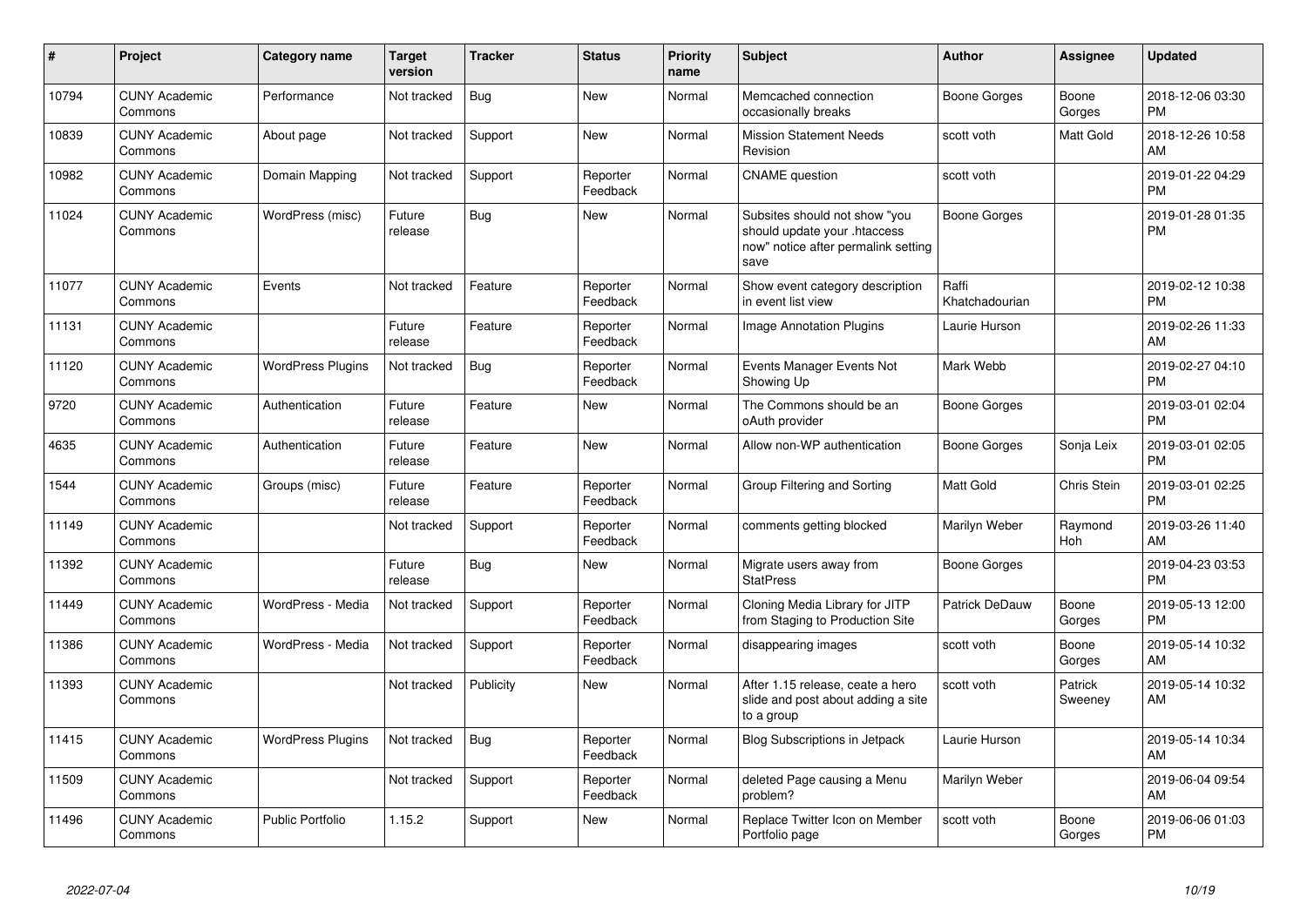| # | Project | Category name | Target version | Tracker | Status | Priority name | Subject | Author | Assignee | Updated |
|---|---|---|---|---|---|---|---|---|---|---|
| 10794 | CUNY Academic Commons | Performance | Not tracked | Bug | New | Normal | Memcached connection occasionally breaks | Boone Gorges | Boone Gorges | 2018-12-06 03:30 PM |
| 10839 | CUNY Academic Commons | About page | Not tracked | Support | New | Normal | Mission Statement Needs Revision | scott voth | Matt Gold | 2018-12-26 10:58 AM |
| 10982 | CUNY Academic Commons | Domain Mapping | Not tracked | Support | Reporter Feedback | Normal | CNAME question | scott voth | | 2019-01-22 04:29 PM |
| 11024 | CUNY Academic Commons | WordPress (misc) | Future release | Bug | New | Normal | Subsites should not show "you should update your .htaccess now" notice after permalink setting save | Boone Gorges | | 2019-01-28 01:35 PM |
| 11077 | CUNY Academic Commons | Events | Not tracked | Feature | Reporter Feedback | Normal | Show event category description in event list view | Raffi Khatchadourian | | 2019-02-12 10:38 PM |
| 11131 | CUNY Academic Commons | | Future release | Feature | Reporter Feedback | Normal | Image Annotation Plugins | Laurie Hurson | | 2019-02-26 11:33 AM |
| 11120 | CUNY Academic Commons | WordPress Plugins | Not tracked | Bug | Reporter Feedback | Normal | Events Manager Events Not Showing Up | Mark Webb | | 2019-02-27 04:10 PM |
| 9720 | CUNY Academic Commons | Authentication | Future release | Feature | New | Normal | The Commons should be an oAuth provider | Boone Gorges | | 2019-03-01 02:04 PM |
| 4635 | CUNY Academic Commons | Authentication | Future release | Feature | New | Normal | Allow non-WP authentication | Boone Gorges | Sonja Leix | 2019-03-01 02:05 PM |
| 1544 | CUNY Academic Commons | Groups (misc) | Future release | Feature | Reporter Feedback | Normal | Group Filtering and Sorting | Matt Gold | Chris Stein | 2019-03-01 02:25 PM |
| 11149 | CUNY Academic Commons | | Not tracked | Support | Reporter Feedback | Normal | comments getting blocked | Marilyn Weber | Raymond Hoh | 2019-03-26 11:40 AM |
| 11392 | CUNY Academic Commons | | Future release | Bug | New | Normal | Migrate users away from StatPress | Boone Gorges | | 2019-04-23 03:53 PM |
| 11449 | CUNY Academic Commons | WordPress - Media | Not tracked | Support | Reporter Feedback | Normal | Cloning Media Library for JITP from Staging to Production Site | Patrick DeDauw | Boone Gorges | 2019-05-13 12:00 PM |
| 11386 | CUNY Academic Commons | WordPress - Media | Not tracked | Support | Reporter Feedback | Normal | disappearing images | scott voth | Boone Gorges | 2019-05-14 10:32 AM |
| 11393 | CUNY Academic Commons | | Not tracked | Publicity | New | Normal | After 1.15 release, ceate a hero slide and post about adding a site to a group | scott voth | Patrick Sweeney | 2019-05-14 10:32 AM |
| 11415 | CUNY Academic Commons | WordPress Plugins | Not tracked | Bug | Reporter Feedback | Normal | Blog Subscriptions in Jetpack | Laurie Hurson | | 2019-05-14 10:34 AM |
| 11509 | CUNY Academic Commons | | Not tracked | Support | Reporter Feedback | Normal | deleted Page causing a Menu problem? | Marilyn Weber | | 2019-06-04 09:54 AM |
| 11496 | CUNY Academic Commons | Public Portfolio | 1.15.2 | Support | New | Normal | Replace Twitter Icon on Member Portfolio page | scott voth | Boone Gorges | 2019-06-06 01:03 PM |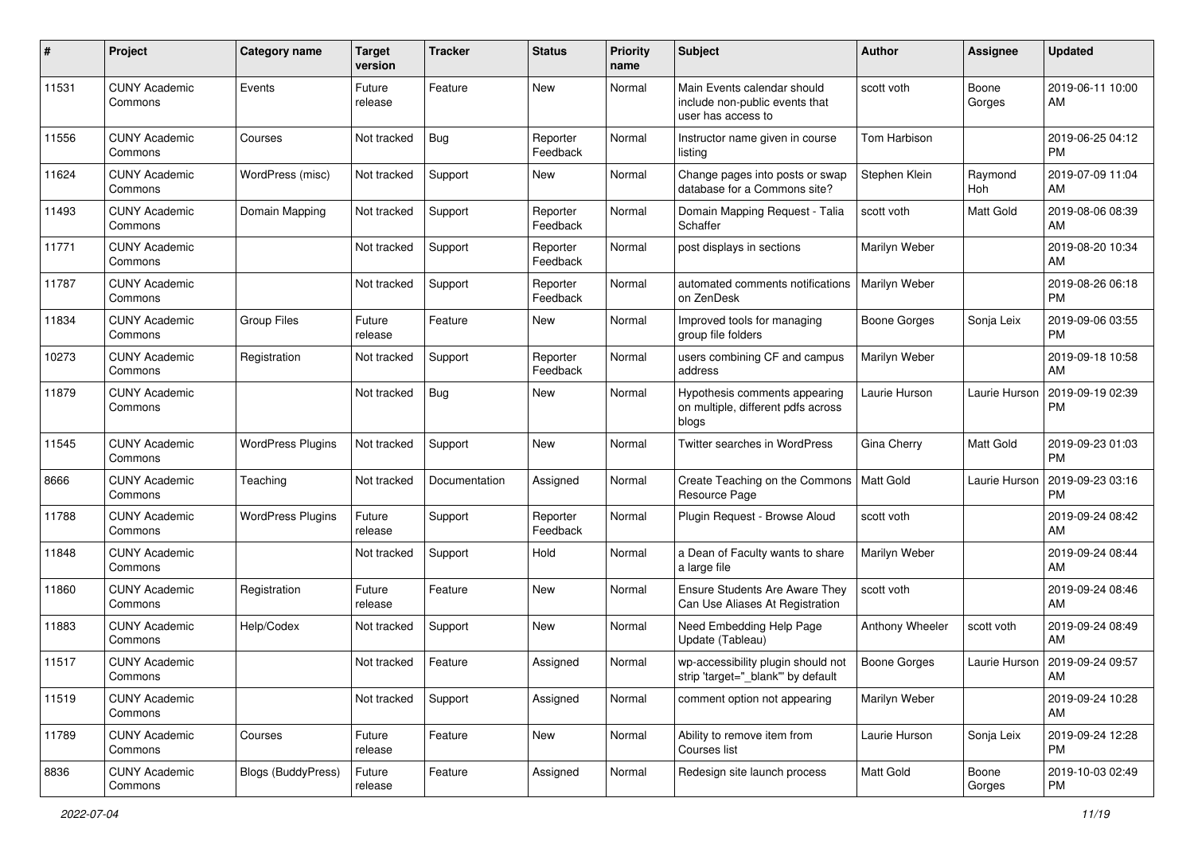| # | Project | Category name | Target version | Tracker | Status | Priority name | Subject | Author | Assignee | Updated |
|---|---|---|---|---|---|---|---|---|---|---|
| 11531 | CUNY Academic Commons | Events | Future release | Feature | New | Normal | Main Events calendar should include non-public events that user has access to | scott voth | Boone Gorges | 2019-06-11 10:00 AM |
| 11556 | CUNY Academic Commons | Courses | Not tracked | Bug | Reporter Feedback | Normal | Instructor name given in course listing | Tom Harbison | | 2019-06-25 04:12 PM |
| 11624 | CUNY Academic Commons | WordPress (misc) | Not tracked | Support | New | Normal | Change pages into posts or swap database for a Commons site? | Stephen Klein | Raymond Hoh | 2019-07-09 11:04 AM |
| 11493 | CUNY Academic Commons | Domain Mapping | Not tracked | Support | Reporter Feedback | Normal | Domain Mapping Request - Talia Schaffer | scott voth | Matt Gold | 2019-08-06 08:39 AM |
| 11771 | CUNY Academic Commons | | Not tracked | Support | Reporter Feedback | Normal | post displays in sections | Marilyn Weber | | 2019-08-20 10:34 AM |
| 11787 | CUNY Academic Commons | | Not tracked | Support | Reporter Feedback | Normal | automated comments notifications on ZenDesk | Marilyn Weber | | 2019-08-26 06:18 PM |
| 11834 | CUNY Academic Commons | Group Files | Future release | Feature | New | Normal | Improved tools for managing group file folders | Boone Gorges | Sonja Leix | 2019-09-06 03:55 PM |
| 10273 | CUNY Academic Commons | Registration | Not tracked | Support | Reporter Feedback | Normal | users combining CF and campus address | Marilyn Weber | | 2019-09-18 10:58 AM |
| 11879 | CUNY Academic Commons | | Not tracked | Bug | New | Normal | Hypothesis comments appearing on multiple, different pdfs across blogs | Laurie Hurson | Laurie Hurson | 2019-09-19 02:39 PM |
| 11545 | CUNY Academic Commons | WordPress Plugins | Not tracked | Support | New | Normal | Twitter searches in WordPress | Gina Cherry | Matt Gold | 2019-09-23 01:03 PM |
| 8666 | CUNY Academic Commons | Teaching | Not tracked | Documentation | Assigned | Normal | Create Teaching on the Commons Resource Page | Matt Gold | Laurie Hurson | 2019-09-23 03:16 PM |
| 11788 | CUNY Academic Commons | WordPress Plugins | Future release | Support | Reporter Feedback | Normal | Plugin Request - Browse Aloud | scott voth | | 2019-09-24 08:42 AM |
| 11848 | CUNY Academic Commons | | Not tracked | Support | Hold | Normal | a Dean of Faculty wants to share a large file | Marilyn Weber | | 2019-09-24 08:44 AM |
| 11860 | CUNY Academic Commons | Registration | Future release | Feature | New | Normal | Ensure Students Are Aware They Can Use Aliases At Registration | scott voth | | 2019-09-24 08:46 AM |
| 11883 | CUNY Academic Commons | Help/Codex | Not tracked | Support | New | Normal | Need Embedding Help Page Update (Tableau) | Anthony Wheeler | scott voth | 2019-09-24 08:49 AM |
| 11517 | CUNY Academic Commons | | Not tracked | Feature | Assigned | Normal | wp-accessibility plugin should not strip 'target="_blank"' by default | Boone Gorges | Laurie Hurson | 2019-09-24 09:57 AM |
| 11519 | CUNY Academic Commons | | Not tracked | Support | Assigned | Normal | comment option not appearing | Marilyn Weber | | 2019-09-24 10:28 AM |
| 11789 | CUNY Academic Commons | Courses | Future release | Feature | New | Normal | Ability to remove item from Courses list | Laurie Hurson | Sonja Leix | 2019-09-24 12:28 PM |
| 8836 | CUNY Academic Commons | Blogs (BuddyPress) | Future release | Feature | Assigned | Normal | Redesign site launch process | Matt Gold | Boone Gorges | 2019-10-03 02:49 PM |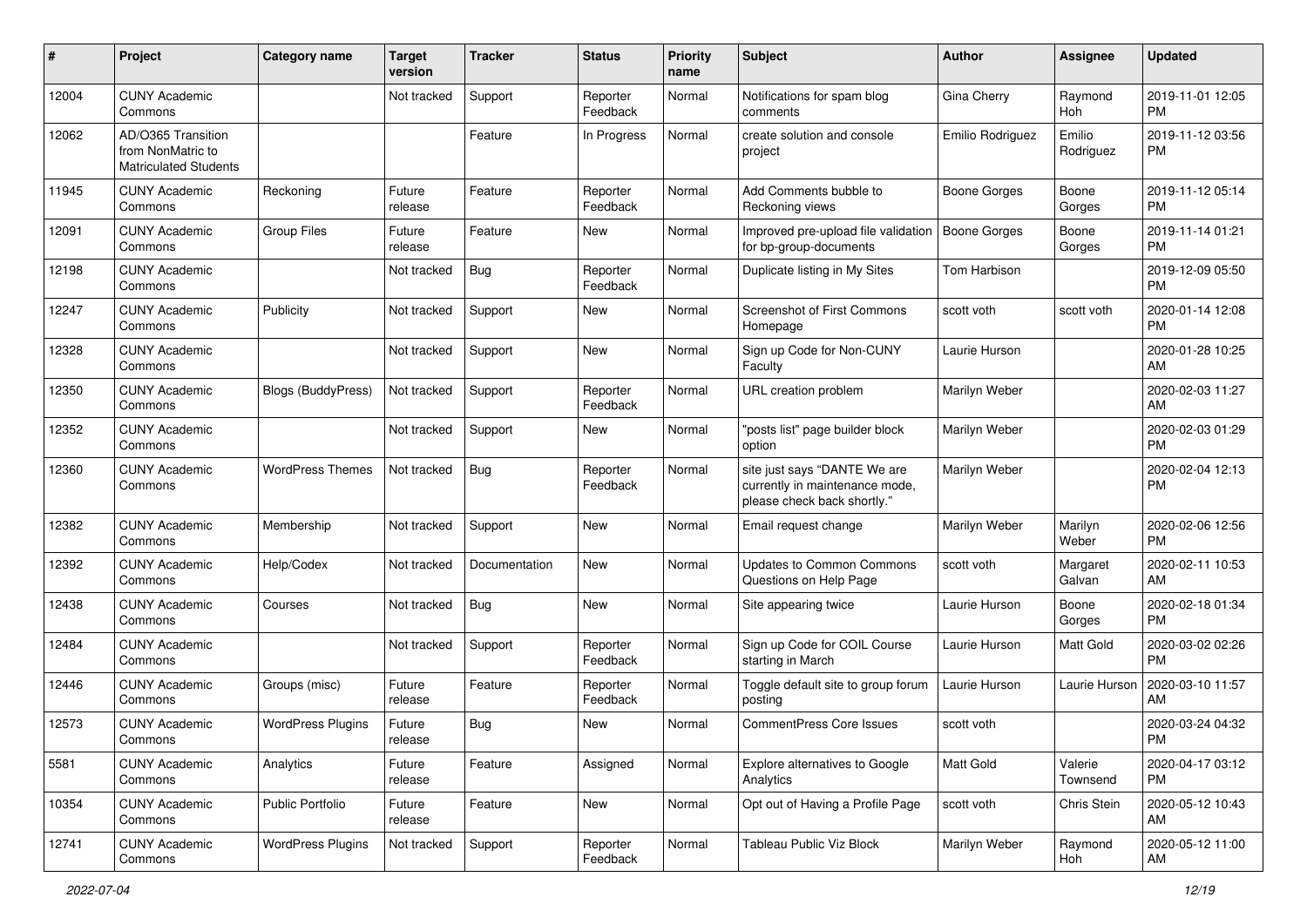| # | Project | Category name | Target version | Tracker | Status | Priority name | Subject | Author | Assignee | Updated |
|---|---|---|---|---|---|---|---|---|---|---|
| 12004 | CUNY Academic Commons | | Not tracked | Support | Reporter Feedback | Normal | Notifications for spam blog comments | Gina Cherry | Raymond Hoh | 2019-11-01 12:05 PM |
| 12062 | AD/O365 Transition from NonMatric to Matriculated Students | | | Feature | In Progress | Normal | create solution and console project | Emilio Rodriguez | Emilio Rodriguez | 2019-11-12 03:56 PM |
| 11945 | CUNY Academic Commons | Reckoning | Future release | Feature | Reporter Feedback | Normal | Add Comments bubble to Reckoning views | Boone Gorges | Boone Gorges | 2019-11-12 05:14 PM |
| 12091 | CUNY Academic Commons | Group Files | Future release | Feature | New | Normal | Improved pre-upload file validation for bp-group-documents | Boone Gorges | Boone Gorges | 2019-11-14 01:21 PM |
| 12198 | CUNY Academic Commons | | Not tracked | Bug | Reporter Feedback | Normal | Duplicate listing in My Sites | Tom Harbison | | 2019-12-09 05:50 PM |
| 12247 | CUNY Academic Commons | Publicity | Not tracked | Support | New | Normal | Screenshot of First Commons Homepage | scott voth | scott voth | 2020-01-14 12:08 PM |
| 12328 | CUNY Academic Commons | | Not tracked | Support | New | Normal | Sign up Code for Non-CUNY Faculty | Laurie Hurson | | 2020-01-28 10:25 AM |
| 12350 | CUNY Academic Commons | Blogs (BuddyPress) | Not tracked | Support | Reporter Feedback | Normal | URL creation problem | Marilyn Weber | | 2020-02-03 11:27 AM |
| 12352 | CUNY Academic Commons | | Not tracked | Support | New | Normal | "posts list" page builder block option | Marilyn Weber | | 2020-02-03 01:29 PM |
| 12360 | CUNY Academic Commons | WordPress Themes | Not tracked | Bug | Reporter Feedback | Normal | site just says "DANTE We are currently in maintenance mode, please check back shortly." | Marilyn Weber | | 2020-02-04 12:13 PM |
| 12382 | CUNY Academic Commons | Membership | Not tracked | Support | New | Normal | Email request change | Marilyn Weber | Marilyn Weber | 2020-02-06 12:56 PM |
| 12392 | CUNY Academic Commons | Help/Codex | Not tracked | Documentation | New | Normal | Updates to Common Commons Questions on Help Page | scott voth | Margaret Galvan | 2020-02-11 10:53 AM |
| 12438 | CUNY Academic Commons | Courses | Not tracked | Bug | New | Normal | Site appearing twice | Laurie Hurson | Boone Gorges | 2020-02-18 01:34 PM |
| 12484 | CUNY Academic Commons | | Not tracked | Support | Reporter Feedback | Normal | Sign up Code for COIL Course starting in March | Laurie Hurson | Matt Gold | 2020-03-02 02:26 PM |
| 12446 | CUNY Academic Commons | Groups (misc) | Future release | Feature | Reporter Feedback | Normal | Toggle default site to group forum posting | Laurie Hurson | Laurie Hurson | 2020-03-10 11:57 AM |
| 12573 | CUNY Academic Commons | WordPress Plugins | Future release | Bug | New | Normal | CommentPress Core Issues | scott voth | | 2020-03-24 04:32 PM |
| 5581 | CUNY Academic Commons | Analytics | Future release | Feature | Assigned | Normal | Explore alternatives to Google Analytics | Matt Gold | Valerie Townsend | 2020-04-17 03:12 PM |
| 10354 | CUNY Academic Commons | Public Portfolio | Future release | Feature | New | Normal | Opt out of Having a Profile Page | scott voth | Chris Stein | 2020-05-12 10:43 AM |
| 12741 | CUNY Academic Commons | WordPress Plugins | Not tracked | Support | Reporter Feedback | Normal | Tableau Public Viz Block | Marilyn Weber | Raymond Hoh | 2020-05-12 11:00 AM |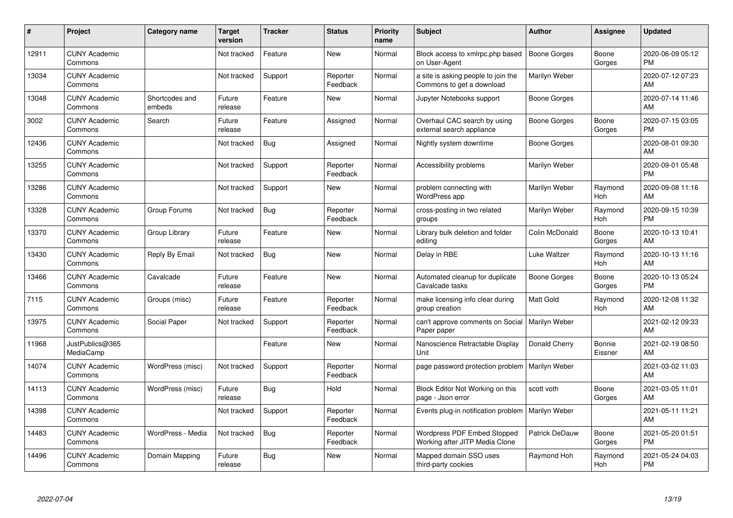| # | Project | Category name | Target version | Tracker | Status | Priority name | Subject | Author | Assignee | Updated |
|---|---|---|---|---|---|---|---|---|---|---|
| 12911 | CUNY Academic Commons | | Not tracked | Feature | New | Normal | Block access to xmlrpc.php based on User-Agent | Boone Gorges | Boone Gorges | 2020-06-09 05:12 PM |
| 13034 | CUNY Academic Commons | | Not tracked | Support | Reporter Feedback | Normal | a site is asking people to join the Commons to get a download | Marilyn Weber | | 2020-07-12 07:23 AM |
| 13048 | CUNY Academic Commons | Shortcodes and embeds | Future release | Feature | New | Normal | Jupyter Notebooks support | Boone Gorges | | 2020-07-14 11:46 AM |
| 3002 | CUNY Academic Commons | Search | Future release | Feature | Assigned | Normal | Overhaul CAC search by using external search appliance | Boone Gorges | Boone Gorges | 2020-07-15 03:05 PM |
| 12436 | CUNY Academic Commons | | Not tracked | Bug | Assigned | Normal | Nightly system downtime | Boone Gorges | | 2020-08-01 09:30 AM |
| 13255 | CUNY Academic Commons | | Not tracked | Support | Reporter Feedback | Normal | Accessibility problems | Marilyn Weber | | 2020-09-01 05:48 PM |
| 13286 | CUNY Academic Commons | | Not tracked | Support | New | Normal | problem connecting with WordPress app | Marilyn Weber | Raymond Hoh | 2020-09-08 11:16 AM |
| 13328 | CUNY Academic Commons | Group Forums | Not tracked | Bug | Reporter Feedback | Normal | cross-posting in two related groups | Marilyn Weber | Raymond Hoh | 2020-09-15 10:39 PM |
| 13370 | CUNY Academic Commons | Group Library | Future release | Feature | New | Normal | Library bulk deletion and folder editing | Colin McDonald | Boone Gorges | 2020-10-13 10:41 AM |
| 13430 | CUNY Academic Commons | Reply By Email | Not tracked | Bug | New | Normal | Delay in RBE | Luke Waltzer | Raymond Hoh | 2020-10-13 11:16 AM |
| 13466 | CUNY Academic Commons | Cavalcade | Future release | Feature | New | Normal | Automated cleanup for duplicate Cavalcade tasks | Boone Gorges | Boone Gorges | 2020-10-13 05:24 PM |
| 7115 | CUNY Academic Commons | Groups (misc) | Future release | Feature | Reporter Feedback | Normal | make licensing info clear during group creation | Matt Gold | Raymond Hoh | 2020-12-08 11:32 AM |
| 13975 | CUNY Academic Commons | Social Paper | Not tracked | Support | Reporter Feedback | Normal | can't approve comments on Social Paper paper | Marilyn Weber | | 2021-02-12 09:33 AM |
| 11968 | JustPublics@365 MediaCamp | | | Feature | New | Normal | Nanoscience Retractable Display Unit | Donald Cherry | Bonnie Eissner | 2021-02-19 08:50 AM |
| 14074 | CUNY Academic Commons | WordPress (misc) | Not tracked | Support | Reporter Feedback | Normal | page password protection problem | Marilyn Weber | | 2021-03-02 11:03 AM |
| 14113 | CUNY Academic Commons | WordPress (misc) | Future release | Bug | Hold | Normal | Block Editor Not Working on this page - Json error | scott voth | Boone Gorges | 2021-03-05 11:01 AM |
| 14398 | CUNY Academic Commons | | Not tracked | Support | Reporter Feedback | Normal | Events plug-in notification problem | Marilyn Weber | | 2021-05-11 11:21 AM |
| 14483 | CUNY Academic Commons | WordPress - Media | Not tracked | Bug | Reporter Feedback | Normal | Wordpress PDF Embed Stopped Working after JITP Media Clone | Patrick DeDauw | Boone Gorges | 2021-05-20 01:51 PM |
| 14496 | CUNY Academic Commons | Domain Mapping | Future release | Bug | New | Normal | Mapped domain SSO uses third-party cookies | Raymond Hoh | Raymond Hoh | 2021-05-24 04:03 PM |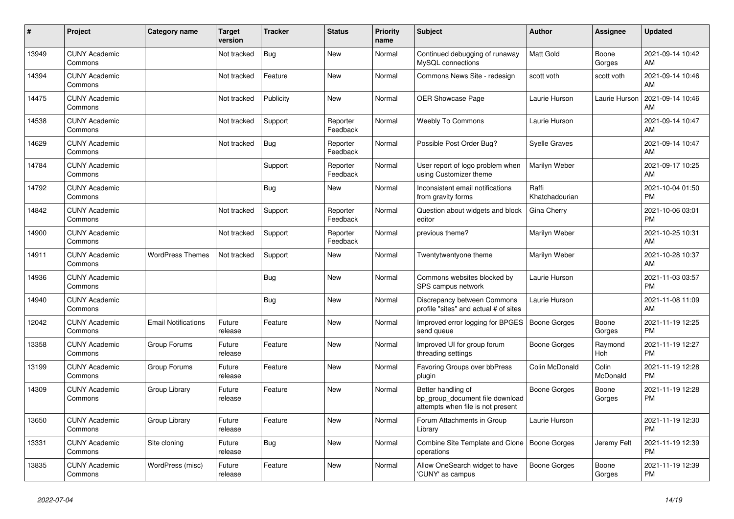| # | Project | Category name | Target version | Tracker | Status | Priority name | Subject | Author | Assignee | Updated |
|---|---|---|---|---|---|---|---|---|---|---|
| 13949 | CUNY Academic Commons | | Not tracked | Bug | New | Normal | Continued debugging of runaway MySQL connections | Matt Gold | Boone Gorges | 2021-09-14 10:42 AM |
| 14394 | CUNY Academic Commons | | Not tracked | Feature | New | Normal | Commons News Site - redesign | scott voth | scott voth | 2021-09-14 10:46 AM |
| 14475 | CUNY Academic Commons | | Not tracked | Publicity | New | Normal | OER Showcase Page | Laurie Hurson | Laurie Hurson | 2021-09-14 10:46 AM |
| 14538 | CUNY Academic Commons | | Not tracked | Support | Reporter Feedback | Normal | Weebly To Commons | Laurie Hurson | | 2021-09-14 10:47 AM |
| 14629 | CUNY Academic Commons | | Not tracked | Bug | Reporter Feedback | Normal | Possible Post Order Bug? | Syelle Graves | | 2021-09-14 10:47 AM |
| 14784 | CUNY Academic Commons | | | Support | Reporter Feedback | Normal | User report of logo problem when using Customizer theme | Marilyn Weber | | 2021-09-17 10:25 AM |
| 14792 | CUNY Academic Commons | | | Bug | New | Normal | Inconsistent email notifications from gravity forms | Raffi Khatchadourian | | 2021-10-04 01:50 PM |
| 14842 | CUNY Academic Commons | | Not tracked | Support | Reporter Feedback | Normal | Question about widgets and block editor | Gina Cherry | | 2021-10-06 03:01 PM |
| 14900 | CUNY Academic Commons | | Not tracked | Support | Reporter Feedback | Normal | previous theme? | Marilyn Weber | | 2021-10-25 10:31 AM |
| 14911 | CUNY Academic Commons | WordPress Themes | Not tracked | Support | New | Normal | Twentytwentyone theme | Marilyn Weber | | 2021-10-28 10:37 AM |
| 14936 | CUNY Academic Commons | | | Bug | New | Normal | Commons websites blocked by SPS campus network | Laurie Hurson | | 2021-11-03 03:57 PM |
| 14940 | CUNY Academic Commons | | | Bug | New | Normal | Discrepancy between Commons profile "sites" and actual # of sites | Laurie Hurson | | 2021-11-08 11:09 AM |
| 12042 | CUNY Academic Commons | Email Notifications | Future release | Feature | New | Normal | Improved error logging for BPGES send queue | Boone Gorges | Boone Gorges | 2021-11-19 12:25 PM |
| 13358 | CUNY Academic Commons | Group Forums | Future release | Feature | New | Normal | Improved UI for group forum threading settings | Boone Gorges | Raymond Hoh | 2021-11-19 12:27 PM |
| 13199 | CUNY Academic Commons | Group Forums | Future release | Feature | New | Normal | Favoring Groups over bbPress plugin | Colin McDonald | Colin McDonald | 2021-11-19 12:28 PM |
| 14309 | CUNY Academic Commons | Group Library | Future release | Feature | New | Normal | Better handling of bp_group_document file download attempts when file is not present | Boone Gorges | Boone Gorges | 2021-11-19 12:28 PM |
| 13650 | CUNY Academic Commons | Group Library | Future release | Feature | New | Normal | Forum Attachments in Group Library | Laurie Hurson | | 2021-11-19 12:30 PM |
| 13331 | CUNY Academic Commons | Site cloning | Future release | Bug | New | Normal | Combine Site Template and Clone operations | Boone Gorges | Jeremy Felt | 2021-11-19 12:39 PM |
| 13835 | CUNY Academic Commons | WordPress (misc) | Future release | Feature | New | Normal | Allow OneSearch widget to have 'CUNY' as campus | Boone Gorges | Boone Gorges | 2021-11-19 12:39 PM |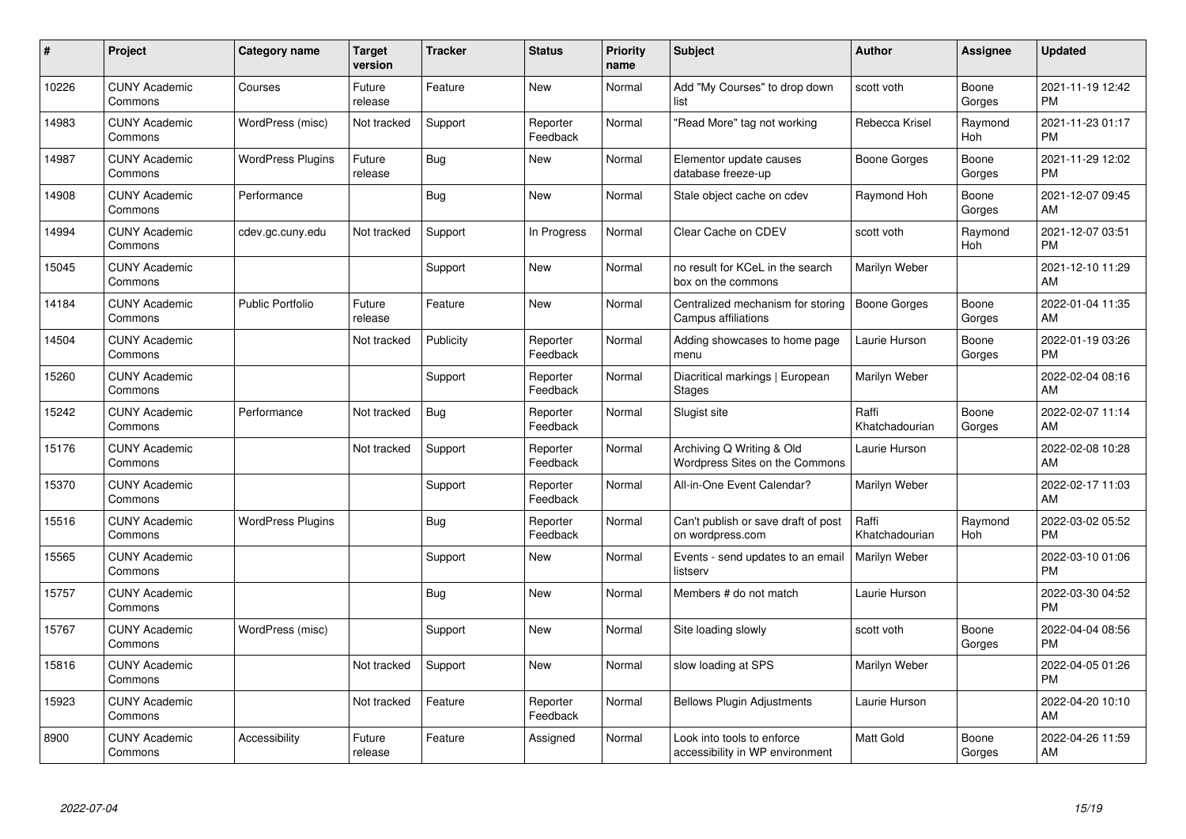| # | Project | Category name | Target version | Tracker | Status | Priority name | Subject | Author | Assignee | Updated |
|---|---|---|---|---|---|---|---|---|---|---|
| 10226 | CUNY Academic Commons | Courses | Future release | Feature | New | Normal | Add "My Courses" to drop down list | scott voth | Boone Gorges | 2021-11-19 12:42 PM |
| 14983 | CUNY Academic Commons | WordPress (misc) | Not tracked | Support | Reporter Feedback | Normal | "Read More" tag not working | Rebecca Krisel | Raymond Hoh | 2021-11-23 01:17 PM |
| 14987 | CUNY Academic Commons | WordPress Plugins | Future release | Bug | New | Normal | Elementor update causes database freeze-up | Boone Gorges | Boone Gorges | 2021-11-29 12:02 PM |
| 14908 | CUNY Academic Commons | Performance | | Bug | New | Normal | Stale object cache on cdev | Raymond Hoh | Boone Gorges | 2021-12-07 09:45 AM |
| 14994 | CUNY Academic Commons | cdev.gc.cuny.edu | Not tracked | Support | In Progress | Normal | Clear Cache on CDEV | scott voth | Raymond Hoh | 2021-12-07 03:51 PM |
| 15045 | CUNY Academic Commons | | | Support | New | Normal | no result for KCeL in the search box on the commons | Marilyn Weber | | 2021-12-10 11:29 AM |
| 14184 | CUNY Academic Commons | Public Portfolio | Future release | Feature | New | Normal | Centralized mechanism for storing Campus affiliations | Boone Gorges | Boone Gorges | 2022-01-04 11:35 AM |
| 14504 | CUNY Academic Commons | | Not tracked | Publicity | Reporter Feedback | Normal | Adding showcases to home page menu | Laurie Hurson | Boone Gorges | 2022-01-19 03:26 PM |
| 15260 | CUNY Academic Commons | | | Support | Reporter Feedback | Normal | Diacritical markings \| European Stages | Marilyn Weber | | 2022-02-04 08:16 AM |
| 15242 | CUNY Academic Commons | Performance | Not tracked | Bug | Reporter Feedback | Normal | Slugist site | Raffi Khatchadourian | Boone Gorges | 2022-02-07 11:14 AM |
| 15176 | CUNY Academic Commons | | Not tracked | Support | Reporter Feedback | Normal | Archiving Q Writing & Old Wordpress Sites on the Commons | Laurie Hurson | | 2022-02-08 10:28 AM |
| 15370 | CUNY Academic Commons | | | Support | Reporter Feedback | Normal | All-in-One Event Calendar? | Marilyn Weber | | 2022-02-17 11:03 AM |
| 15516 | CUNY Academic Commons | WordPress Plugins | | Bug | Reporter Feedback | Normal | Can't publish or save draft of post on wordpress.com | Raffi Khatchadourian | Raymond Hoh | 2022-03-02 05:52 PM |
| 15565 | CUNY Academic Commons | | | Support | New | Normal | Events - send updates to an email listserv | Marilyn Weber | | 2022-03-10 01:06 PM |
| 15757 | CUNY Academic Commons | | | Bug | New | Normal | Members # do not match | Laurie Hurson | | 2022-03-30 04:52 PM |
| 15767 | CUNY Academic Commons | WordPress (misc) | | Support | New | Normal | Site loading slowly | scott voth | Boone Gorges | 2022-04-04 08:56 PM |
| 15816 | CUNY Academic Commons | | Not tracked | Support | New | Normal | slow loading at SPS | Marilyn Weber | | 2022-04-05 01:26 PM |
| 15923 | CUNY Academic Commons | | Not tracked | Feature | Reporter Feedback | Normal | Bellows Plugin Adjustments | Laurie Hurson | | 2022-04-20 10:10 AM |
| 8900 | CUNY Academic Commons | Accessibility | Future release | Feature | Assigned | Normal | Look into tools to enforce accessibility in WP environment | Matt Gold | Boone Gorges | 2022-04-26 11:59 AM |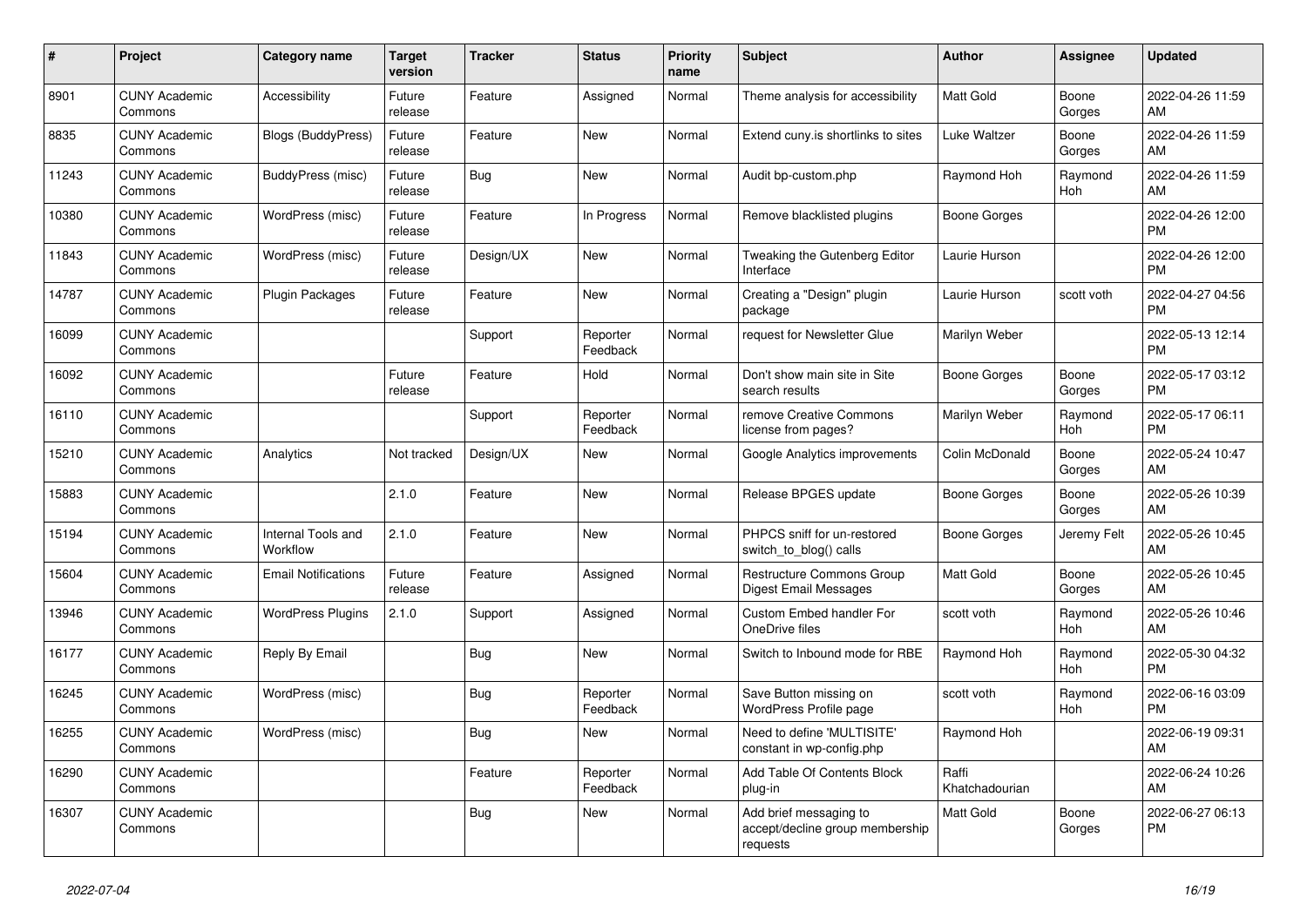| # | Project | Category name | Target version | Tracker | Status | Priority name | Subject | Author | Assignee | Updated |
|---|---|---|---|---|---|---|---|---|---|---|
| 8901 | CUNY Academic Commons | Accessibility | Future release | Feature | Assigned | Normal | Theme analysis for accessibility | Matt Gold | Boone Gorges | 2022-04-26 11:59 AM |
| 8835 | CUNY Academic Commons | Blogs (BuddyPress) | Future release | Feature | New | Normal | Extend cuny.is shortlinks to sites | Luke Waltzer | Boone Gorges | 2022-04-26 11:59 AM |
| 11243 | CUNY Academic Commons | BuddyPress (misc) | Future release | Bug | New | Normal | Audit bp-custom.php | Raymond Hoh | Raymond Hoh | 2022-04-26 11:59 AM |
| 10380 | CUNY Academic Commons | WordPress (misc) | Future release | Feature | In Progress | Normal | Remove blacklisted plugins | Boone Gorges | | 2022-04-26 12:00 PM |
| 11843 | CUNY Academic Commons | WordPress (misc) | Future release | Design/UX | New | Normal | Tweaking the Gutenberg Editor Interface | Laurie Hurson | | 2022-04-26 12:00 PM |
| 14787 | CUNY Academic Commons | Plugin Packages | Future release | Feature | New | Normal | Creating a "Design" plugin package | Laurie Hurson | scott voth | 2022-04-27 04:56 PM |
| 16099 | CUNY Academic Commons | | | Support | Reporter Feedback | Normal | request for Newsletter Glue | Marilyn Weber | | 2022-05-13 12:14 PM |
| 16092 | CUNY Academic Commons | | Future release | Feature | Hold | Normal | Don't show main site in Site search results | Boone Gorges | Boone Gorges | 2022-05-17 03:12 PM |
| 16110 | CUNY Academic Commons | | | Support | Reporter Feedback | Normal | remove Creative Commons license from pages? | Marilyn Weber | Raymond Hoh | 2022-05-17 06:11 PM |
| 15210 | CUNY Academic Commons | Analytics | Not tracked | Design/UX | New | Normal | Google Analytics improvements | Colin McDonald | Boone Gorges | 2022-05-24 10:47 AM |
| 15883 | CUNY Academic Commons | | 2.1.0 | Feature | New | Normal | Release BPGES update | Boone Gorges | Boone Gorges | 2022-05-26 10:39 AM |
| 15194 | CUNY Academic Commons | Internal Tools and Workflow | 2.1.0 | Feature | New | Normal | PHPCS sniff for un-restored switch_to_blog() calls | Boone Gorges | Jeremy Felt | 2022-05-26 10:45 AM |
| 15604 | CUNY Academic Commons | Email Notifications | Future release | Feature | Assigned | Normal | Restructure Commons Group Digest Email Messages | Matt Gold | Boone Gorges | 2022-05-26 10:45 AM |
| 13946 | CUNY Academic Commons | WordPress Plugins | 2.1.0 | Support | Assigned | Normal | Custom Embed handler For OneDrive files | scott voth | Raymond Hoh | 2022-05-26 10:46 AM |
| 16177 | CUNY Academic Commons | Reply By Email | | Bug | New | Normal | Switch to Inbound mode for RBE | Raymond Hoh | Raymond Hoh | 2022-05-30 04:32 PM |
| 16245 | CUNY Academic Commons | WordPress (misc) | | Bug | Reporter Feedback | Normal | Save Button missing on WordPress Profile page | scott voth | Raymond Hoh | 2022-06-16 03:09 PM |
| 16255 | CUNY Academic Commons | WordPress (misc) | | Bug | New | Normal | Need to define 'MULTISITE' constant in wp-config.php | Raymond Hoh | | 2022-06-19 09:31 AM |
| 16290 | CUNY Academic Commons | | | Feature | Reporter Feedback | Normal | Add Table Of Contents Block plug-in | Raffi Khatchadourian | | 2022-06-24 10:26 AM |
| 16307 | CUNY Academic Commons | | | Bug | New | Normal | Add brief messaging to accept/decline group membership requests | Matt Gold | Boone Gorges | 2022-06-27 06:13 PM |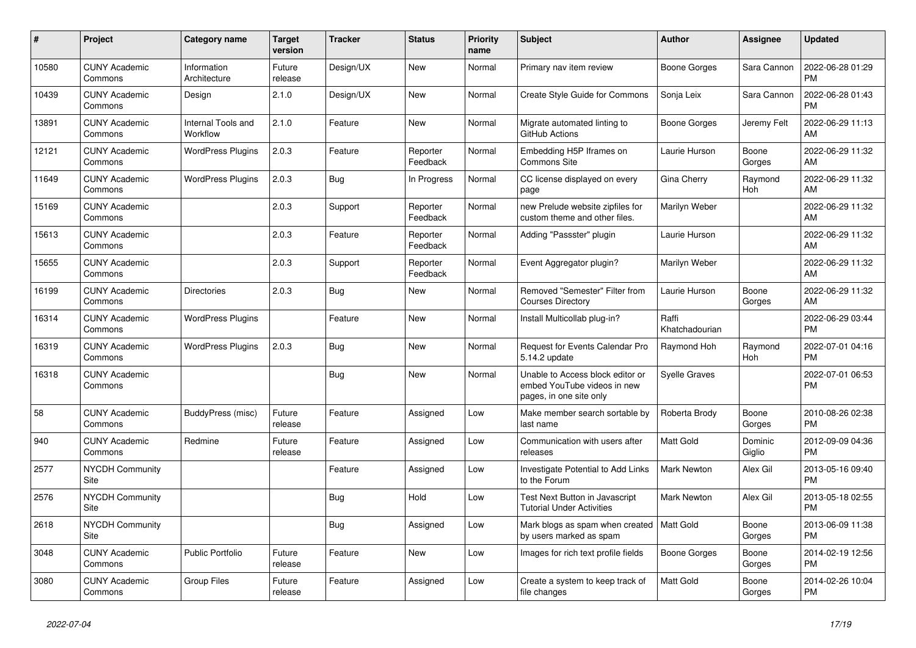| # | Project | Category name | Target version | Tracker | Status | Priority name | Subject | Author | Assignee | Updated |
|---|---|---|---|---|---|---|---|---|---|---|
| 10580 | CUNY Academic Commons | Information Architecture | Future release | Design/UX | New | Normal | Primary nav item review | Boone Gorges | Sara Cannon | 2022-06-28 01:29 PM |
| 10439 | CUNY Academic Commons | Design | 2.1.0 | Design/UX | New | Normal | Create Style Guide for Commons | Sonja Leix | Sara Cannon | 2022-06-28 01:43 PM |
| 13891 | CUNY Academic Commons | Internal Tools and Workflow | 2.1.0 | Feature | New | Normal | Migrate automated linting to GitHub Actions | Boone Gorges | Jeremy Felt | 2022-06-29 11:13 AM |
| 12121 | CUNY Academic Commons | WordPress Plugins | 2.0.3 | Feature | Reporter Feedback | Normal | Embedding H5P Iframes on Commons Site | Laurie Hurson | Boone Gorges | 2022-06-29 11:32 AM |
| 11649 | CUNY Academic Commons | WordPress Plugins | 2.0.3 | Bug | In Progress | Normal | CC license displayed on every page | Gina Cherry | Raymond Hoh | 2022-06-29 11:32 AM |
| 15169 | CUNY Academic Commons | | 2.0.3 | Support | Reporter Feedback | Normal | new Prelude website zipfiles for custom theme and other files. | Marilyn Weber | | 2022-06-29 11:32 AM |
| 15613 | CUNY Academic Commons | | 2.0.3 | Feature | Reporter Feedback | Normal | Adding "Passster" plugin | Laurie Hurson | | 2022-06-29 11:32 AM |
| 15655 | CUNY Academic Commons | | 2.0.3 | Support | Reporter Feedback | Normal | Event Aggregator plugin? | Marilyn Weber | | 2022-06-29 11:32 AM |
| 16199 | CUNY Academic Commons | Directories | 2.0.3 | Bug | New | Normal | Removed "Semester" Filter from Courses Directory | Laurie Hurson | Boone Gorges | 2022-06-29 11:32 AM |
| 16314 | CUNY Academic Commons | WordPress Plugins | | Feature | New | Normal | Install Multicollab plug-in? | Raffi Khatchadourian | | 2022-06-29 03:44 PM |
| 16319 | CUNY Academic Commons | WordPress Plugins | 2.0.3 | Bug | New | Normal | Request for Events Calendar Pro 5.14.2 update | Raymond Hoh | Raymond Hoh | 2022-07-01 04:16 PM |
| 16318 | CUNY Academic Commons | | | Bug | New | Normal | Unable to Access block editor or embed YouTube videos in new pages, in one site only | Syelle Graves | | 2022-07-01 06:53 PM |
| 58 | CUNY Academic Commons | BuddyPress (misc) | Future release | Feature | Assigned | Low | Make member search sortable by last name | Roberta Brody | Boone Gorges | 2010-08-26 02:38 PM |
| 940 | CUNY Academic Commons | Redmine | Future release | Feature | Assigned | Low | Communication with users after releases | Matt Gold | Dominic Giglio | 2012-09-09 04:36 PM |
| 2577 | NYCDH Community Site | | | Feature | Assigned | Low | Investigate Potential to Add Links to the Forum | Mark Newton | Alex Gil | 2013-05-16 09:40 PM |
| 2576 | NYCDH Community Site | | | Bug | Hold | Low | Test Next Button in Javascript Tutorial Under Activities | Mark Newton | Alex Gil | 2013-05-18 02:55 PM |
| 2618 | NYCDH Community Site | | | Bug | Assigned | Low | Mark blogs as spam when created by users marked as spam | Matt Gold | Boone Gorges | 2013-06-09 11:38 PM |
| 3048 | CUNY Academic Commons | Public Portfolio | Future release | Feature | New | Low | Images for rich text profile fields | Boone Gorges | Boone Gorges | 2014-02-19 12:56 PM |
| 3080 | CUNY Academic Commons | Group Files | Future release | Feature | Assigned | Low | Create a system to keep track of file changes | Matt Gold | Boone Gorges | 2014-02-26 10:04 PM |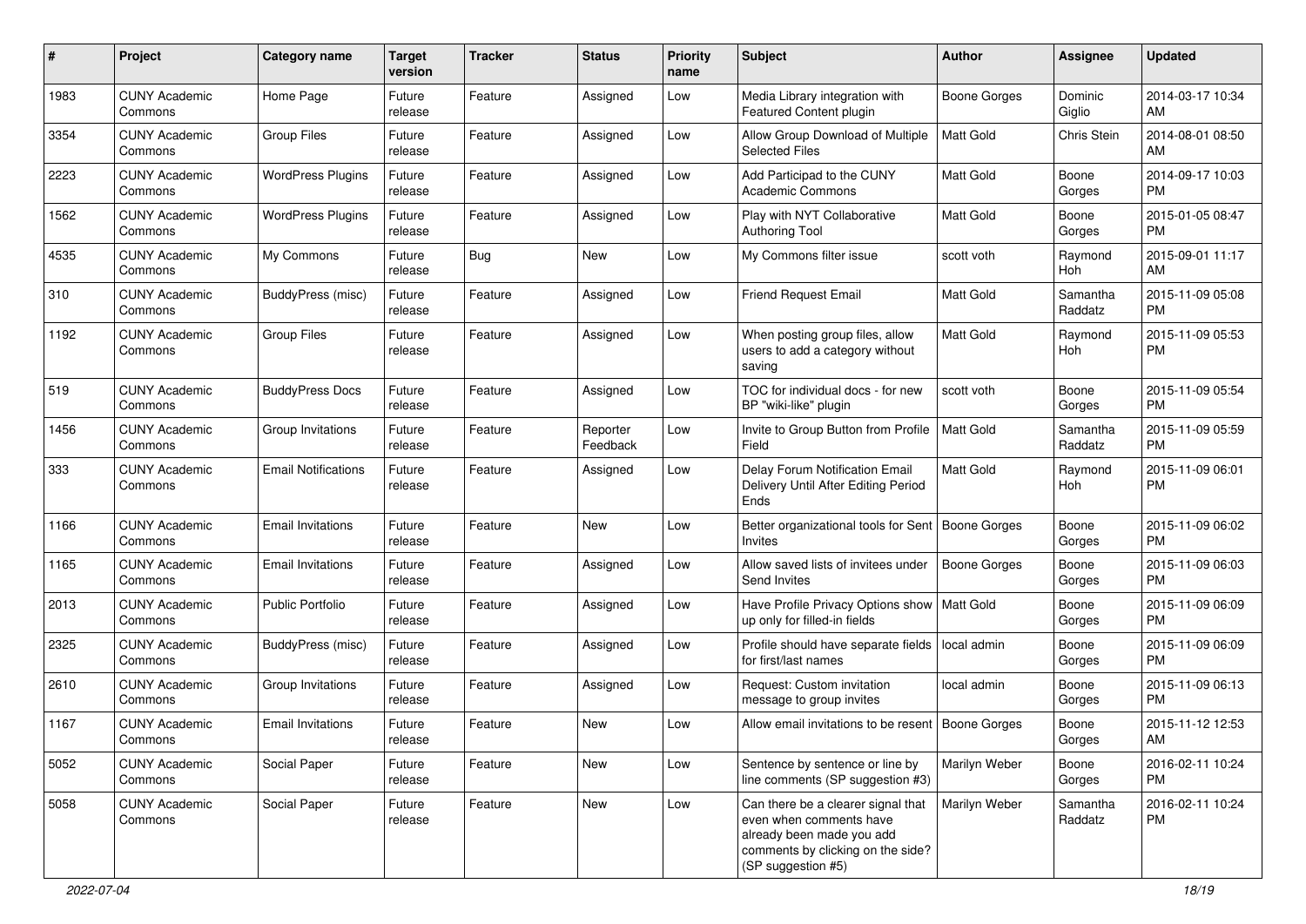| # | Project | Category name | Target version | Tracker | Status | Priority name | Subject | Author | Assignee | Updated |
|---|---|---|---|---|---|---|---|---|---|---|
| 1983 | CUNY Academic Commons | Home Page | Future release | Feature | Assigned | Low | Media Library integration with Featured Content plugin | Boone Gorges | Dominic Giglio | 2014-03-17 10:34 AM |
| 3354 | CUNY Academic Commons | Group Files | Future release | Feature | Assigned | Low | Allow Group Download of Multiple Selected Files | Matt Gold | Chris Stein | 2014-08-01 08:50 AM |
| 2223 | CUNY Academic Commons | WordPress Plugins | Future release | Feature | Assigned | Low | Add Participad to the CUNY Academic Commons | Matt Gold | Boone Gorges | 2014-09-17 10:03 PM |
| 1562 | CUNY Academic Commons | WordPress Plugins | Future release | Feature | Assigned | Low | Play with NYT Collaborative Authoring Tool | Matt Gold | Boone Gorges | 2015-01-05 08:47 PM |
| 4535 | CUNY Academic Commons | My Commons | Future release | Bug | New | Low | My Commons filter issue | scott voth | Raymond Hoh | 2015-09-01 11:17 AM |
| 310 | CUNY Academic Commons | BuddyPress (misc) | Future release | Feature | Assigned | Low | Friend Request Email | Matt Gold | Samantha Raddatz | 2015-11-09 05:08 PM |
| 1192 | CUNY Academic Commons | Group Files | Future release | Feature | Assigned | Low | When posting group files, allow users to add a category without saving | Matt Gold | Raymond Hoh | 2015-11-09 05:53 PM |
| 519 | CUNY Academic Commons | BuddyPress Docs | Future release | Feature | Assigned | Low | TOC for individual docs - for new BP "wiki-like" plugin | scott voth | Boone Gorges | 2015-11-09 05:54 PM |
| 1456 | CUNY Academic Commons | Group Invitations | Future release | Feature | Reporter Feedback | Low | Invite to Group Button from Profile Field | Matt Gold | Samantha Raddatz | 2015-11-09 05:59 PM |
| 333 | CUNY Academic Commons | Email Notifications | Future release | Feature | Assigned | Low | Delay Forum Notification Email Delivery Until After Editing Period Ends | Matt Gold | Raymond Hoh | 2015-11-09 06:01 PM |
| 1166 | CUNY Academic Commons | Email Invitations | Future release | Feature | New | Low | Better organizational tools for Sent Invites | Boone Gorges | Boone Gorges | 2015-11-09 06:02 PM |
| 1165 | CUNY Academic Commons | Email Invitations | Future release | Feature | Assigned | Low | Allow saved lists of invitees under Send Invites | Boone Gorges | Boone Gorges | 2015-11-09 06:03 PM |
| 2013 | CUNY Academic Commons | Public Portfolio | Future release | Feature | Assigned | Low | Have Profile Privacy Options show up only for filled-in fields | Matt Gold | Boone Gorges | 2015-11-09 06:09 PM |
| 2325 | CUNY Academic Commons | BuddyPress (misc) | Future release | Feature | Assigned | Low | Profile should have separate fields for first/last names | local admin | Boone Gorges | 2015-11-09 06:09 PM |
| 2610 | CUNY Academic Commons | Group Invitations | Future release | Feature | Assigned | Low | Request: Custom invitation message to group invites | local admin | Boone Gorges | 2015-11-09 06:13 PM |
| 1167 | CUNY Academic Commons | Email Invitations | Future release | Feature | New | Low | Allow email invitations to be resent | Boone Gorges | Boone Gorges | 2015-11-12 12:53 AM |
| 5052 | CUNY Academic Commons | Social Paper | Future release | Feature | New | Low | Sentence by sentence or line by line comments (SP suggestion #3) | Marilyn Weber | Boone Gorges | 2016-02-11 10:24 PM |
| 5058 | CUNY Academic Commons | Social Paper | Future release | Feature | New | Low | Can there be a clearer signal that even when comments have already been made you add comments by clicking on the side? (SP suggestion #5) | Marilyn Weber | Samantha Raddatz | 2016-02-11 10:24 PM |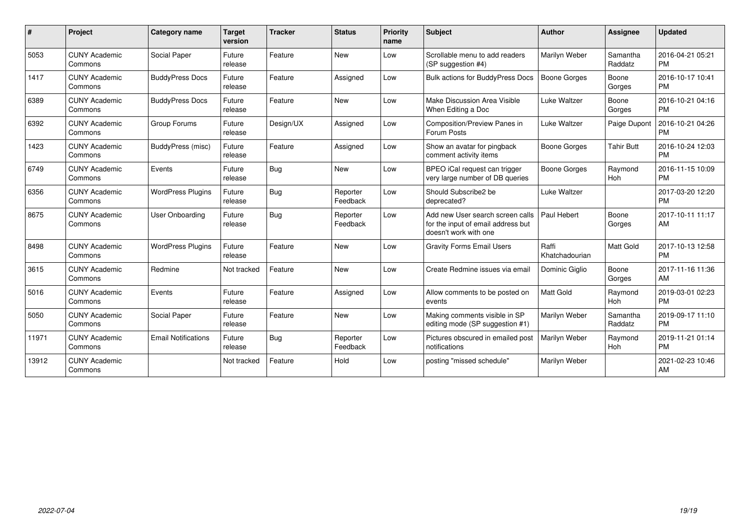| # | Project | Category name | Target version | Tracker | Status | Priority name | Subject | Author | Assignee | Updated |
|---|---|---|---|---|---|---|---|---|---|---|
| 5053 | CUNY Academic Commons | Social Paper | Future release | Feature | New | Low | Scrollable menu to add readers (SP suggestion #4) | Marilyn Weber | Samantha Raddatz | 2016-04-21 05:21 PM |
| 1417 | CUNY Academic Commons | BuddyPress Docs | Future release | Feature | Assigned | Low | Bulk actions for BuddyPress Docs | Boone Gorges | Boone Gorges | 2016-10-17 10:41 PM |
| 6389 | CUNY Academic Commons | BuddyPress Docs | Future release | Feature | New | Low | Make Discussion Area Visible When Editing a Doc | Luke Waltzer | Boone Gorges | 2016-10-21 04:16 PM |
| 6392 | CUNY Academic Commons | Group Forums | Future release | Design/UX | Assigned | Low | Composition/Preview Panes in Forum Posts | Luke Waltzer | Paige Dupont | 2016-10-21 04:26 PM |
| 1423 | CUNY Academic Commons | BuddyPress (misc) | Future release | Feature | Assigned | Low | Show an avatar for pingback comment activity items | Boone Gorges | Tahir Butt | 2016-10-24 12:03 PM |
| 6749 | CUNY Academic Commons | Events | Future release | Bug | New | Low | BPEO iCal request can trigger very large number of DB queries | Boone Gorges | Raymond Hoh | 2016-11-15 10:09 PM |
| 6356 | CUNY Academic Commons | WordPress Plugins | Future release | Bug | Reporter Feedback | Low | Should Subscribe2 be deprecated? | Luke Waltzer | | 2017-03-20 12:20 PM |
| 8675 | CUNY Academic Commons | User Onboarding | Future release | Bug | Reporter Feedback | Low | Add new User search screen calls for the input of email address but doesn't work with one | Paul Hebert | Boone Gorges | 2017-10-11 11:17 AM |
| 8498 | CUNY Academic Commons | WordPress Plugins | Future release | Feature | New | Low | Gravity Forms Email Users | Raffi Khatchadourian | Matt Gold | 2017-10-13 12:58 PM |
| 3615 | CUNY Academic Commons | Redmine | Not tracked | Feature | New | Low | Create Redmine issues via email | Dominic Giglio | Boone Gorges | 2017-11-16 11:36 AM |
| 5016 | CUNY Academic Commons | Events | Future release | Feature | Assigned | Low | Allow comments to be posted on events | Matt Gold | Raymond Hoh | 2019-03-01 02:23 PM |
| 5050 | CUNY Academic Commons | Social Paper | Future release | Feature | New | Low | Making comments visible in SP editing mode (SP suggestion #1) | Marilyn Weber | Samantha Raddatz | 2019-09-17 11:10 PM |
| 11971 | CUNY Academic Commons | Email Notifications | Future release | Bug | Reporter Feedback | Low | Pictures obscured in emailed post notifications | Marilyn Weber | Raymond Hoh | 2019-11-21 01:14 PM |
| 13912 | CUNY Academic Commons | | Not tracked | Feature | Hold | Low | posting "missed schedule" | Marilyn Weber | | 2021-02-23 10:46 AM |